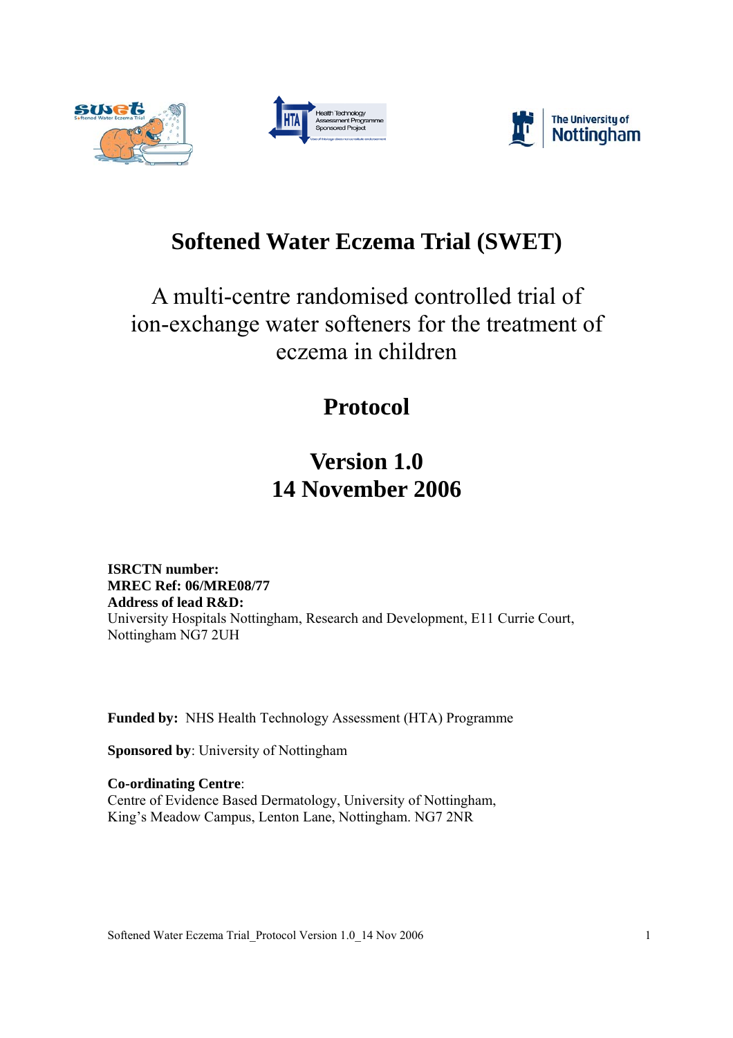# Softened Water Eczema Trial (SWET)

## A multi-centre randomised controlled trial of ion-exchange water softeners for the treatment of eczema in children

## Protocol

## Version 1.0
## 14 November 2006

**ISRCTN number:**
**MREC Ref: 06/MRE08/77**
**Address of lead R&D:**
University Hospitals Nottingham, Research and Development, E11 Currie Court, Nottingham NG7 2UH

**Funded by:** NHS Health Technology Assessment (HTA) Programme

**Sponsored by**: University of Nottingham

**Co-ordinating Centre**:
Centre of Evidence Based Dermatology, University of Nottingham, King's Meadow Campus, Lenton Lane, Nottingham. NG7 2NR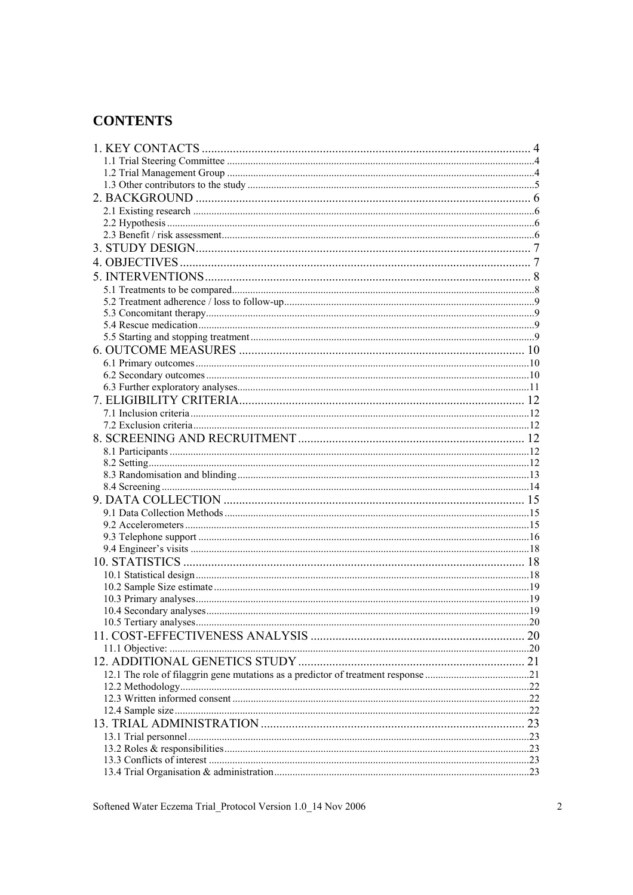# CONTENTS

1. KEY CONTACTS ........ 4
   - 1.1 Trial Steering Committee ........ 4
   - 1.2 Trial Management Group ........ 4
   - 1.3 Other contributors to the study ........ 5
2. BACKGROUND ........ 6
   - 2.1 Existing research ........ 6
   - 2.2 Hypothesis ........ 6
   - 2.3 Benefit / risk assessment ........ 6
3. STUDY DESIGN ........ 7
4. OBJECTIVES ........ 7
5. INTERVENTIONS ........ 8
   - 5.1 Treatments to be compared ........ 8
   - 5.2 Treatment adherence / loss to follow-up ........ 9
   - 5.3 Concomitant therapy ........ 9
   - 5.4 Rescue medication ........ 9
   - 5.5 Starting and stopping treatment ........ 9
6. OUTCOME MEASURES ........ 10
   - 6.1 Primary outcomes ........ 10
   - 6.2 Secondary outcomes ........ 10
   - 6.3 Further exploratory analyses ........ 11
7. ELIGIBILITY CRITERIA ........ 12
   - 7.1 Inclusion criteria ........ 12
   - 7.2 Exclusion criteria ........ 12
8. SCREENING AND RECRUITMENT ........ 12
   - 8.1 Participants ........ 12
   - 8.2 Setting ........ 12
   - 8.3 Randomisation and blinding ........ 13
   - 8.4 Screening ........ 14
9. DATA COLLECTION ........ 15
   - 9.1 Data Collection Methods ........ 15
   - 9.2 Accelerometers ........ 15
   - 9.3 Telephone support ........ 16
   - 9.4 Engineer's visits ........ 18
10. STATISTICS ........ 18
    - 10.1 Statistical design ........ 18
    - 10.2 Sample Size estimate ........ 19
    - 10.3 Primary analyses ........ 19
    - 10.4 Secondary analyses ........ 19
    - 10.5 Tertiary analyses ........ 20
11. COST-EFFECTIVENESS ANALYSIS ........ 20
    - 11.1 Objective: ........ 20
12. ADDITIONAL GENETICS STUDY ........ 21
    - 12.1 The role of filaggrin gene mutations as a predictor of treatment response ........ 21
    - 12.2 Methodology ........ 22
    - 12.3 Written informed consent ........ 22
    - 12.4 Sample size ........ 22
13. TRIAL ADMINISTRATION ........ 23
    - 13.1 Trial personnel ........ 23
    - 13.2 Roles & responsibilities ........ 23
    - 13.3 Conflicts of interest ........ 23
    - 13.4 Trial Organisation & administration ........ 23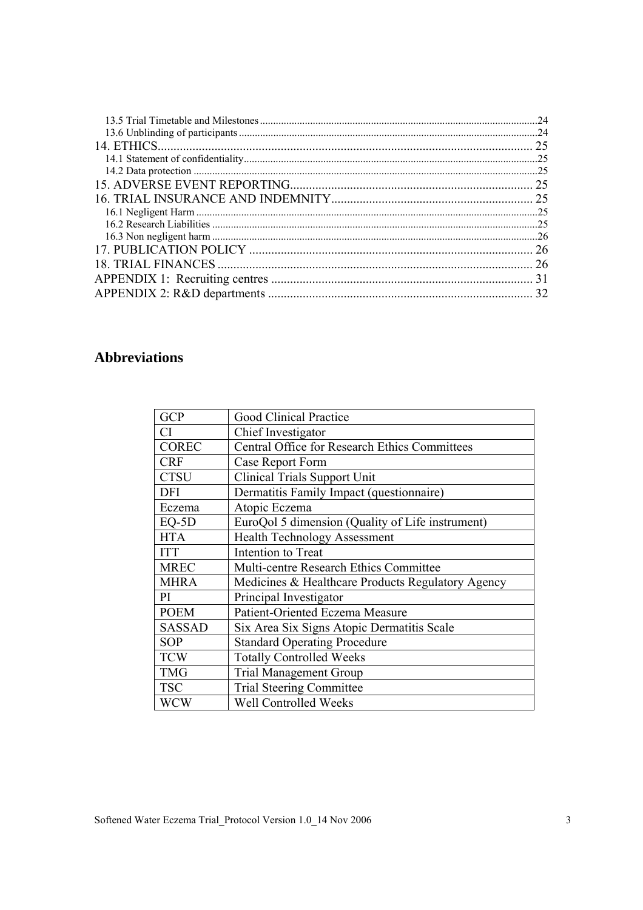13.5 Trial Timetable and Milestones ........................................................................................................24
13.6 Unblinding of participants ................................................................................................................24
14. ETHICS....................................................................................................................... 25
14.1 Statement of confidentiality..............................................................................................................25
14.2 Data protection ..................................................................................................................................25
15. ADVERSE EVENT REPORTING............................................................................ 25
16. TRIAL INSURANCE AND INDEMNITY................................................................ 25
16.1 Negligent Harm .................................................................................................................................25
16.2 Research Liabilities ...........................................................................................................................25
16.3 Non negligent harm ...........................................................................................................................26
17. PUBLICATION POLICY .......................................................................................... 26
18. TRIAL FINANCES .................................................................................................... 26
APPENDIX 1: Recruiting centres .................................................................................. 31
APPENDIX 2: R&D departments .................................................................................... 32

## Abbreviations

| | |
|---|---|
| GCP | Good Clinical Practice |
| CI | Chief Investigator |
| COREC | Central Office for Research Ethics Committees |
| CRF | Case Report Form |
| CTSU | Clinical Trials Support Unit |
| DFI | Dermatitis Family Impact (questionnaire) |
| Eczema | Atopic Eczema |
| EQ-5D | EuroQol 5 dimension (Quality of Life instrument) |
| HTA | Health Technology Assessment |
| ITT | Intention to Treat |
| MREC | Multi-centre Research Ethics Committee |
| MHRA | Medicines & Healthcare Products Regulatory Agency |
| PI | Principal Investigator |
| POEM | Patient-Oriented Eczema Measure |
| SASSAD | Six Area Six Signs Atopic Dermatitis Scale |
| SOP | Standard Operating Procedure |
| TCW | Totally Controlled Weeks |
| TMG | Trial Management Group |
| TSC | Trial Steering Committee |
| WCW | Well Controlled Weeks |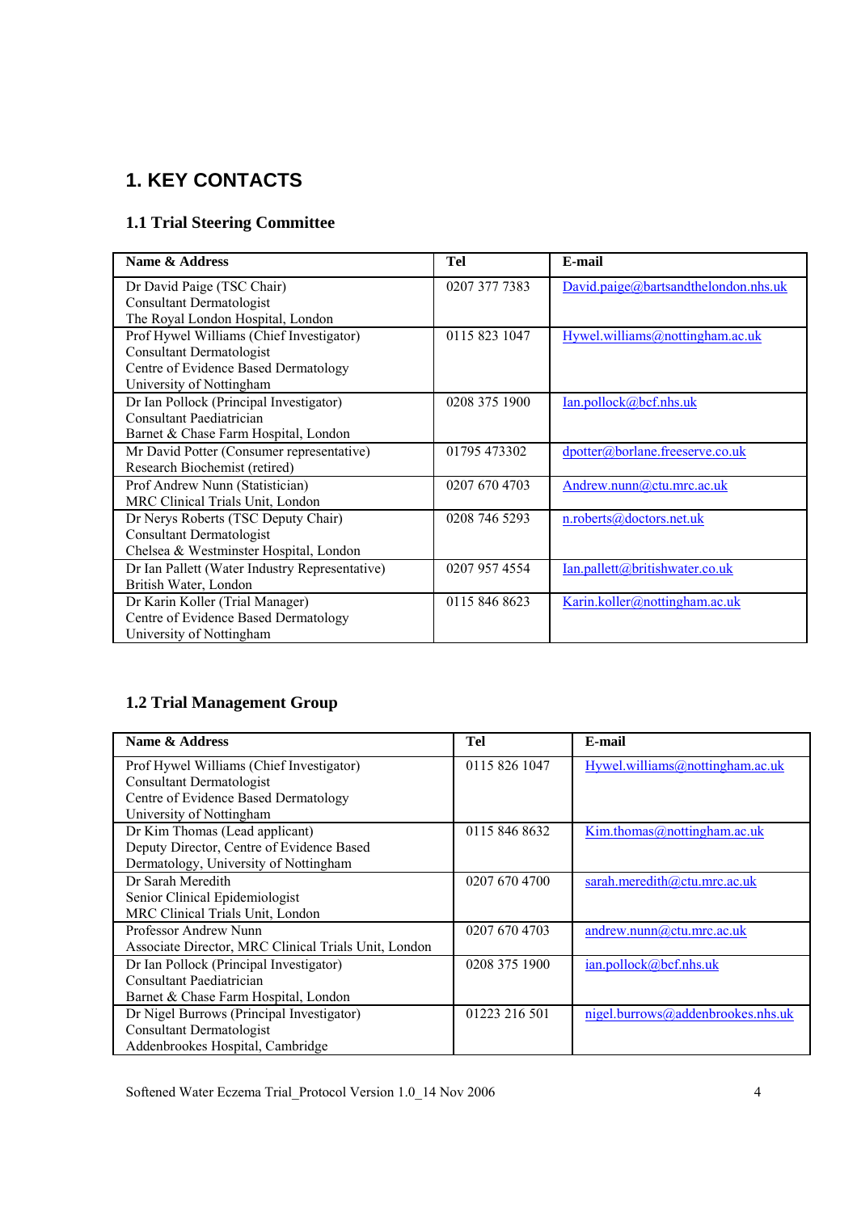# 1. KEY CONTACTS

## 1.1 Trial Steering Committee

| Name & Address | Tel | E-mail |
|---|---|---|
| Dr David Paige (TSC Chair)<br>Consultant Dermatologist<br>The Royal London Hospital, London | 0207 377 7383 | David.paige@bartsandthelondon.nhs.uk |
| Prof Hywel Williams (Chief Investigator)<br>Consultant Dermatologist<br>Centre of Evidence Based Dermatology<br>University of Nottingham | 0115 823 1047 | Hywel.williams@nottingham.ac.uk |
| Dr Ian Pollock (Principal Investigator)<br>Consultant Paediatrician<br>Barnet & Chase Farm Hospital, London | 0208 375 1900 | Ian.pollock@bcf.nhs.uk |
| Mr David Potter (Consumer representative)<br>Research Biochemist (retired) | 01795 473302 | dpotter@borlane.freeserve.co.uk |
| Prof Andrew Nunn (Statistician)<br>MRC Clinical Trials Unit, London | 0207 670 4703 | Andrew.nunn@ctu.mrc.ac.uk |
| Dr Nerys Roberts (TSC Deputy Chair)<br>Consultant Dermatologist<br>Chelsea & Westminster Hospital, London | 0208 746 5293 | n.roberts@doctors.net.uk |
| Dr Ian Pallett (Water Industry Representative)<br>British Water, London | 0207 957 4554 | Ian.pallett@britishwater.co.uk |
| Dr Karin Koller (Trial Manager)<br>Centre of Evidence Based Dermatology<br>University of Nottingham | 0115 846 8623 | Karin.koller@nottingham.ac.uk |

## 1.2 Trial Management Group

| Name & Address | Tel | E-mail |
|---|---|---|
| Prof Hywel Williams (Chief Investigator)<br>Consultant Dermatologist<br>Centre of Evidence Based Dermatology<br>University of Nottingham | 0115 826 1047 | Hywel.williams@nottingham.ac.uk |
| Dr Kim Thomas (Lead applicant)<br>Deputy Director, Centre of Evidence Based Dermatology, University of Nottingham | 0115 846 8632 | Kim.thomas@nottingham.ac.uk |
| Dr Sarah Meredith<br>Senior Clinical Epidemiologist<br>MRC Clinical Trials Unit, London | 0207 670 4700 | sarah.meredith@ctu.mrc.ac.uk |
| Professor Andrew Nunn<br>Associate Director, MRC Clinical Trials Unit, London | 0207 670 4703 | andrew.nunn@ctu.mrc.ac.uk |
| Dr Ian Pollock (Principal Investigator)<br>Consultant Paediatrician<br>Barnet & Chase Farm Hospital, London | 0208 375 1900 | ian.pollock@bcf.nhs.uk |
| Dr Nigel Burrows (Principal Investigator)<br>Consultant Dermatologist<br>Addenbrookes Hospital, Cambridge | 01223 216 501 | nigel.burrows@addenbrookes.nhs.uk |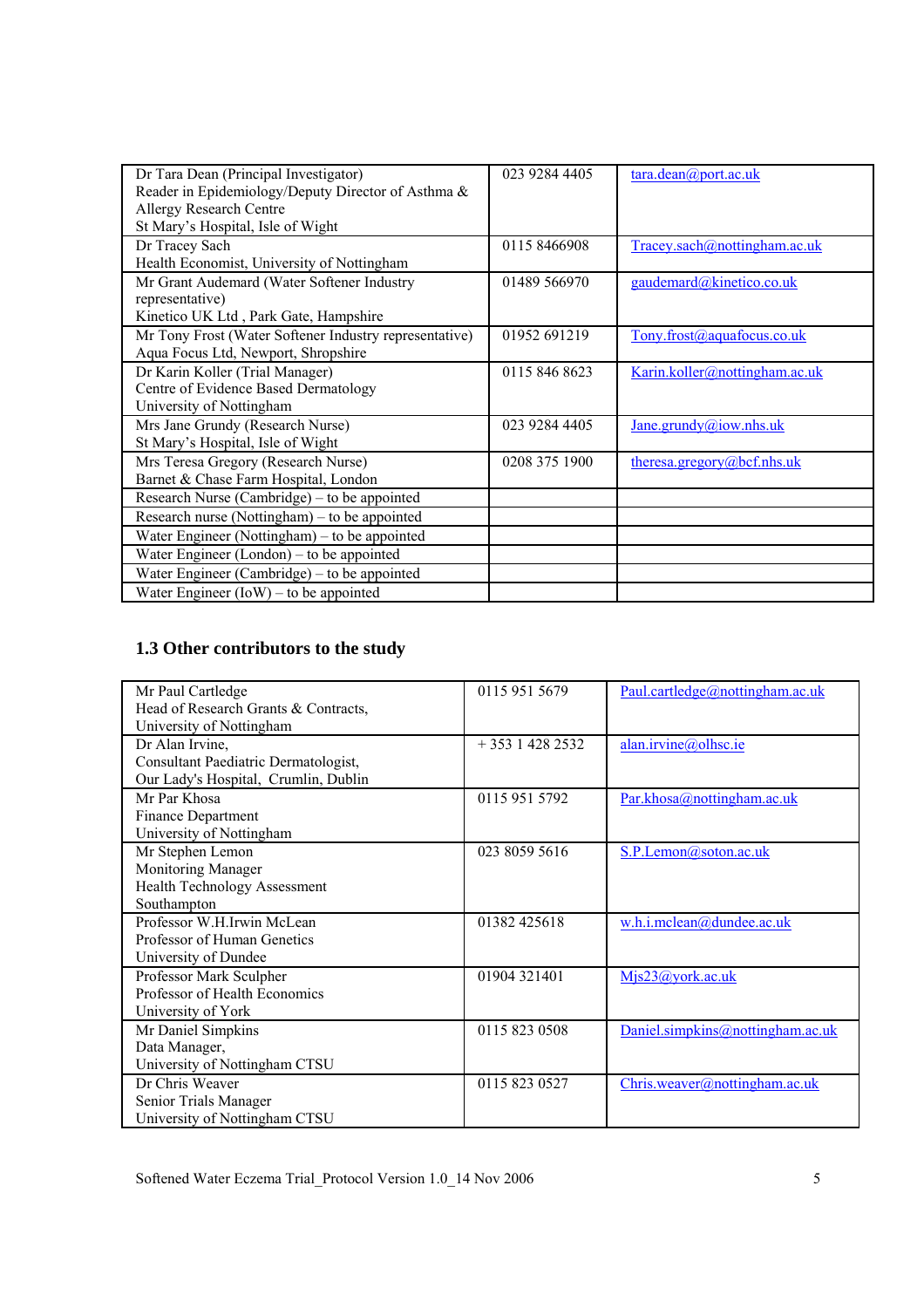| | | |
|---|---|---|
| Dr Tara Dean (Principal Investigator)<br>Reader in Epidemiology/Deputy Director of Asthma & Allergy Research Centre<br>St Mary's Hospital, Isle of Wight | 023 9284 4405 | tara.dean@port.ac.uk |
| Dr Tracey Sach<br>Health Economist, University of Nottingham | 0115 8466908 | Tracey.sach@nottingham.ac.uk |
| Mr Grant Audemard (Water Softener Industry representative)<br>Kinetico UK Ltd , Park Gate, Hampshire | 01489 566970 | gaudemard@kinetico.co.uk |
| Mr Tony Frost (Water Softener Industry representative)<br>Aqua Focus Ltd, Newport, Shropshire | 01952 691219 | Tony.frost@aquafocus.co.uk |
| Dr Karin Koller (Trial Manager)<br>Centre of Evidence Based Dermatology<br>University of Nottingham | 0115 846 8623 | Karin.koller@nottingham.ac.uk |
| Mrs Jane Grundy (Research Nurse)<br>St Mary's Hospital, Isle of Wight | 023 9284 4405 | Jane.grundy@iow.nhs.uk |
| Mrs Teresa Gregory (Research Nurse)<br>Barnet & Chase Farm Hospital, London | 0208 375 1900 | theresa.gregory@bcf.nhs.uk |
| Research Nurse (Cambridge) – to be appointed | | |
| Research nurse (Nottingham) – to be appointed | | |
| Water Engineer (Nottingham) – to be appointed | | |
| Water Engineer (London) – to be appointed | | |
| Water Engineer (Cambridge) – to be appointed | | |
| Water Engineer (IoW) – to be appointed | | |

## 1.3 Other contributors to the study

| | | |
|---|---|---|
| Mr Paul Cartledge<br>Head of Research Grants & Contracts,<br>University of Nottingham | 0115 951 5679 | Paul.cartledge@nottingham.ac.uk |
| Dr Alan Irvine,<br>Consultant Paediatric Dermatologist,<br>Our Lady's Hospital, Crumlin, Dublin | + 353 1 428 2532 | alan.irvine@olhsc.ie |
| Mr Par Khosa<br>Finance Department<br>University of Nottingham | 0115 951 5792 | Par.khosa@nottingham.ac.uk |
| Mr Stephen Lemon<br>Monitoring Manager<br>Health Technology Assessment<br>Southampton | 023 8059 5616 | S.P.Lemon@soton.ac.uk |
| Professor W.H.Irwin McLean<br>Professor of Human Genetics<br>University of Dundee | 01382 425618 | w.h.i.mclean@dundee.ac.uk |
| Professor Mark Sculpher<br>Professor of Health Economics<br>University of York | 01904 321401 | Mjs23@york.ac.uk |
| Mr Daniel Simpkins<br>Data Manager,<br>University of Nottingham CTSU | 0115 823 0508 | Daniel.simpkins@nottingham.ac.uk |
| Dr Chris Weaver<br>Senior Trials Manager<br>University of Nottingham CTSU | 0115 823 0527 | Chris.weaver@nottingham.ac.uk |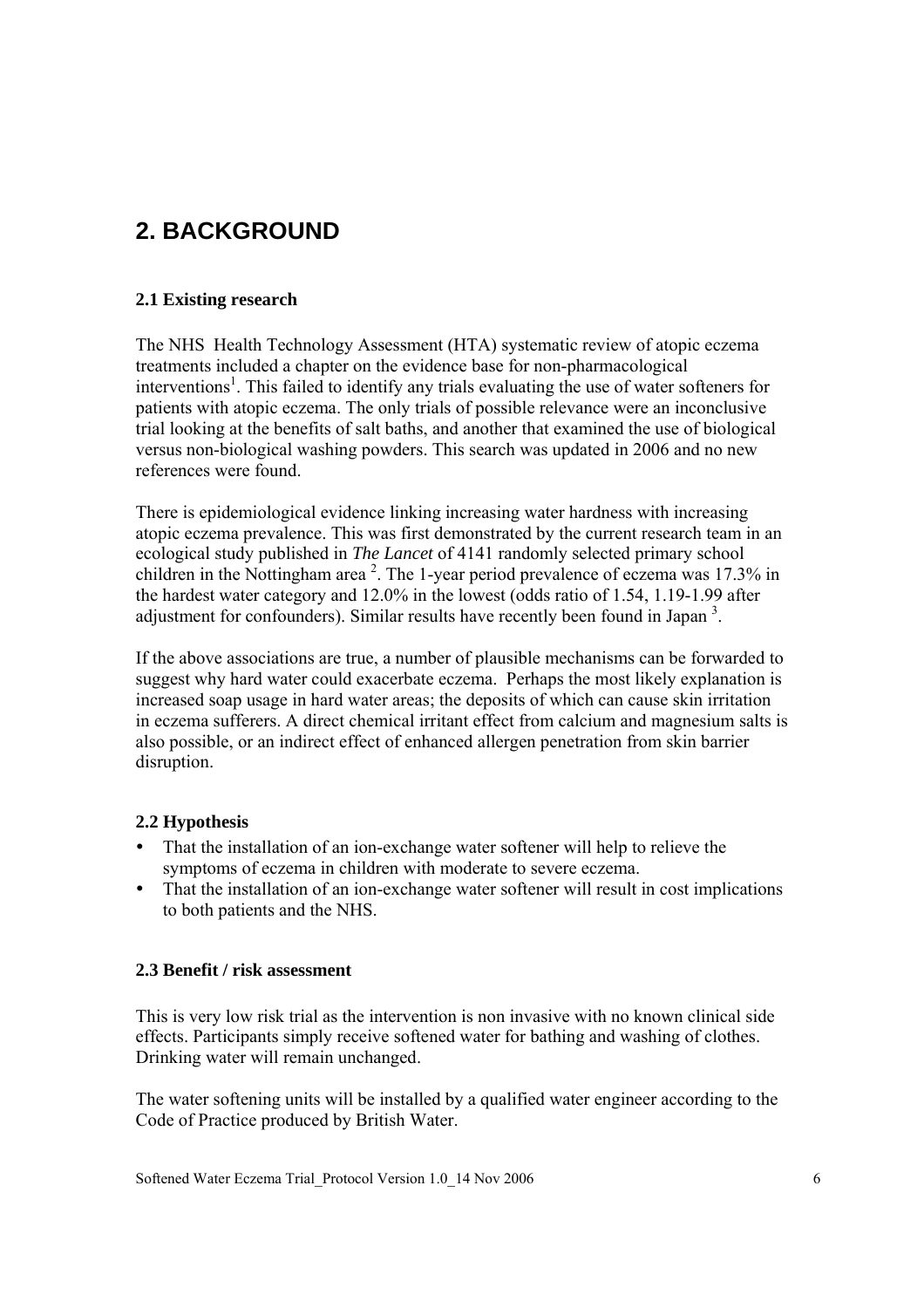# 2. BACKGROUND

### 2.1 Existing research

The NHS Health Technology Assessment (HTA) systematic review of atopic eczema treatments included a chapter on the evidence base for non-pharmacological interventions[1]. This failed to identify any trials evaluating the use of water softeners for patients with atopic eczema. The only trials of possible relevance were an inconclusive trial looking at the benefits of salt baths, and another that examined the use of biological versus non-biological washing powders. This search was updated in 2006 and no new references were found.

There is epidemiological evidence linking increasing water hardness with increasing atopic eczema prevalence. This was first demonstrated by the current research team in an ecological study published in *The Lancet* of 4141 randomly selected primary school children in the Nottingham area [2]. The 1-year period prevalence of eczema was 17.3% in the hardest water category and 12.0% in the lowest (odds ratio of 1.54, 1.19-1.99 after adjustment for confounders). Similar results have recently been found in Japan [3].

If the above associations are true, a number of plausible mechanisms can be forwarded to suggest why hard water could exacerbate eczema. Perhaps the most likely explanation is increased soap usage in hard water areas; the deposits of which can cause skin irritation in eczema sufferers. A direct chemical irritant effect from calcium and magnesium salts is also possible, or an indirect effect of enhanced allergen penetration from skin barrier disruption.

### 2.2 Hypothesis

- That the installation of an ion-exchange water softener will help to relieve the symptoms of eczema in children with moderate to severe eczema.
- That the installation of an ion-exchange water softener will result in cost implications to both patients and the NHS.

### 2.3 Benefit / risk assessment

This is very low risk trial as the intervention is non invasive with no known clinical side effects. Participants simply receive softened water for bathing and washing of clothes. Drinking water will remain unchanged.

The water softening units will be installed by a qualified water engineer according to the Code of Practice produced by British Water.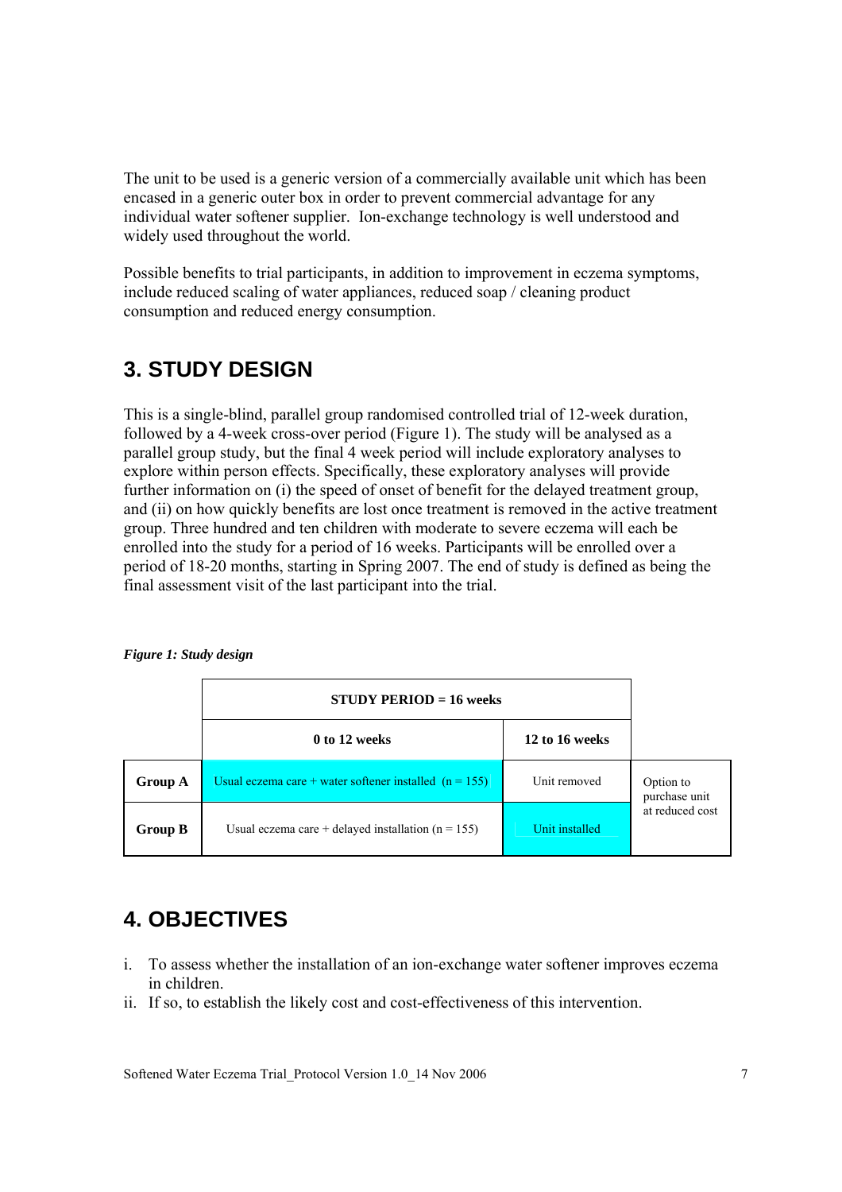The unit to be used is a generic version of a commercially available unit which has been encased in a generic outer box in order to prevent commercial advantage for any individual water softener supplier. Ion-exchange technology is well understood and widely used throughout the world.

Possible benefits to trial participants, in addition to improvement in eczema symptoms, include reduced scaling of water appliances, reduced soap / cleaning product consumption and reduced energy consumption.

## 3. STUDY DESIGN

This is a single-blind, parallel group randomised controlled trial of 12-week duration, followed by a 4-week cross-over period (Figure 1). The study will be analysed as a parallel group study, but the final 4 week period will include exploratory analyses to explore within person effects. Specifically, these exploratory analyses will provide further information on (i) the speed of onset of benefit for the delayed treatment group, and (ii) on how quickly benefits are lost once treatment is removed in the active treatment group. Three hundred and ten children with moderate to severe eczema will each be enrolled into the study for a period of 16 weeks. Participants will be enrolled over a period of 18-20 months, starting in Spring 2007. The end of study is defined as being the final assessment visit of the last participant into the trial.

***Figure 1: Study design***

| | **STUDY PERIOD = 16 weeks** | | |
|---|---|---|---|
| | **0 to 12 weeks** | **12 to 16 weeks** | |
| **Group A** | Usual eczema care + water softener installed (n = 155) | Unit removed | Option to purchase unit at reduced cost |
| **Group B** | Usual eczema care + delayed installation (n = 155) | Unit installed | |

## 4. OBJECTIVES

i. To assess whether the installation of an ion-exchange water softener improves eczema in children.
ii. If so, to establish the likely cost and cost-effectiveness of this intervention.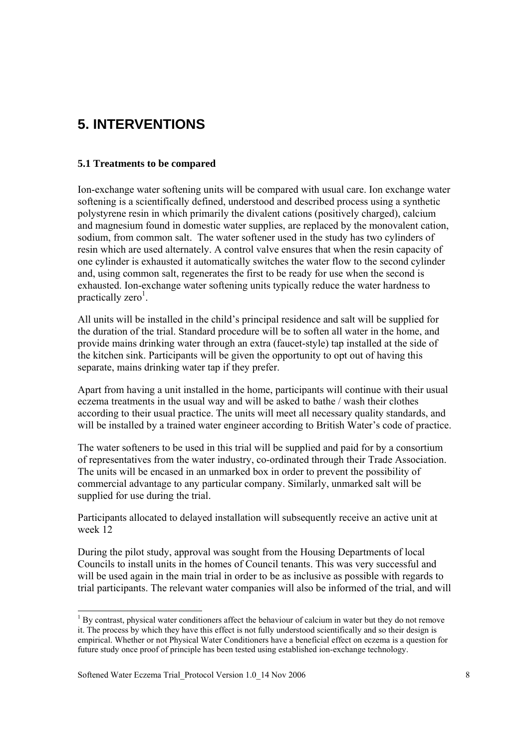# 5. INTERVENTIONS

### 5.1 Treatments to be compared

Ion-exchange water softening units will be compared with usual care. Ion exchange water softening is a scientifically defined, understood and described process using a synthetic polystyrene resin in which primarily the divalent cations (positively charged), calcium and magnesium found in domestic water supplies, are replaced by the monovalent cation, sodium, from common salt. The water softener used in the study has two cylinders of resin which are used alternately. A control valve ensures that when the resin capacity of one cylinder is exhausted it automatically switches the water flow to the second cylinder and, using common salt, regenerates the first to be ready for use when the second is exhausted. Ion-exchange water softening units typically reduce the water hardness to practically zero[1].

All units will be installed in the child's principal residence and salt will be supplied for the duration of the trial. Standard procedure will be to soften all water in the home, and provide mains drinking water through an extra (faucet-style) tap installed at the side of the kitchen sink. Participants will be given the opportunity to opt out of having this separate, mains drinking water tap if they prefer.

Apart from having a unit installed in the home, participants will continue with their usual eczema treatments in the usual way and will be asked to bathe / wash their clothes according to their usual practice. The units will meet all necessary quality standards, and will be installed by a trained water engineer according to British Water's code of practice.

The water softeners to be used in this trial will be supplied and paid for by a consortium of representatives from the water industry, co-ordinated through their Trade Association. The units will be encased in an unmarked box in order to prevent the possibility of commercial advantage to any particular company. Similarly, unmarked salt will be supplied for use during the trial.

Participants allocated to delayed installation will subsequently receive an active unit at week 12

During the pilot study, approval was sought from the Housing Departments of local Councils to install units in the homes of Council tenants. This was very successful and will be used again in the main trial in order to be as inclusive as possible with regards to trial participants. The relevant water companies will also be informed of the trial, and will

---

[1] By contrast, physical water conditioners affect the behaviour of calcium in water but they do not remove it. The process by which they have this effect is not fully understood scientifically and so their design is empirical. Whether or not Physical Water Conditioners have a beneficial effect on eczema is a question for future study once proof of principle has been tested using established ion-exchange technology.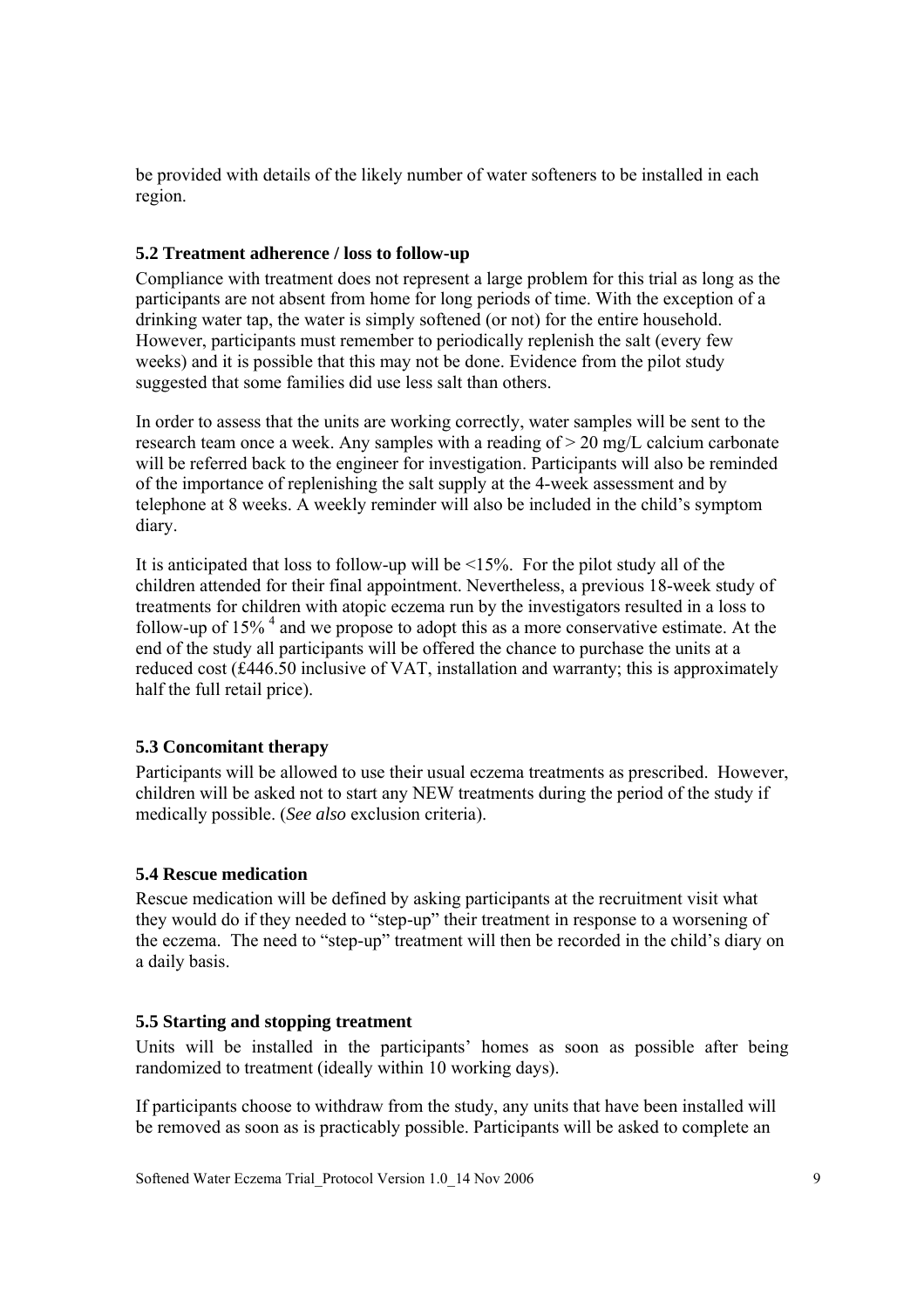be provided with details of the likely number of water softeners to be installed in each region.

### 5.2 Treatment adherence / loss to follow-up

Compliance with treatment does not represent a large problem for this trial as long as the participants are not absent from home for long periods of time. With the exception of a drinking water tap, the water is simply softened (or not) for the entire household. However, participants must remember to periodically replenish the salt (every few weeks) and it is possible that this may not be done. Evidence from the pilot study suggested that some families did use less salt than others.

In order to assess that the units are working correctly, water samples will be sent to the research team once a week. Any samples with a reading of > 20 mg/L calcium carbonate will be referred back to the engineer for investigation. Participants will also be reminded of the importance of replenishing the salt supply at the 4-week assessment and by telephone at 8 weeks. A weekly reminder will also be included in the child's symptom diary.

It is anticipated that loss to follow-up will be <15%. For the pilot study all of the children attended for their final appointment. Nevertheless, a previous 18-week study of treatments for children with atopic eczema run by the investigators resulted in a loss to follow-up of 15% [4] and we propose to adopt this as a more conservative estimate. At the end of the study all participants will be offered the chance to purchase the units at a reduced cost (£446.50 inclusive of VAT, installation and warranty; this is approximately half the full retail price).

### 5.3 Concomitant therapy

Participants will be allowed to use their usual eczema treatments as prescribed. However, children will be asked not to start any NEW treatments during the period of the study if medically possible. (*See also* exclusion criteria).

### 5.4 Rescue medication

Rescue medication will be defined by asking participants at the recruitment visit what they would do if they needed to "step-up" their treatment in response to a worsening of the eczema. The need to "step-up" treatment will then be recorded in the child's diary on a daily basis.

### 5.5 Starting and stopping treatment

Units will be installed in the participants' homes as soon as possible after being randomized to treatment (ideally within 10 working days).

If participants choose to withdraw from the study, any units that have been installed will be removed as soon as is practicably possible. Participants will be asked to complete an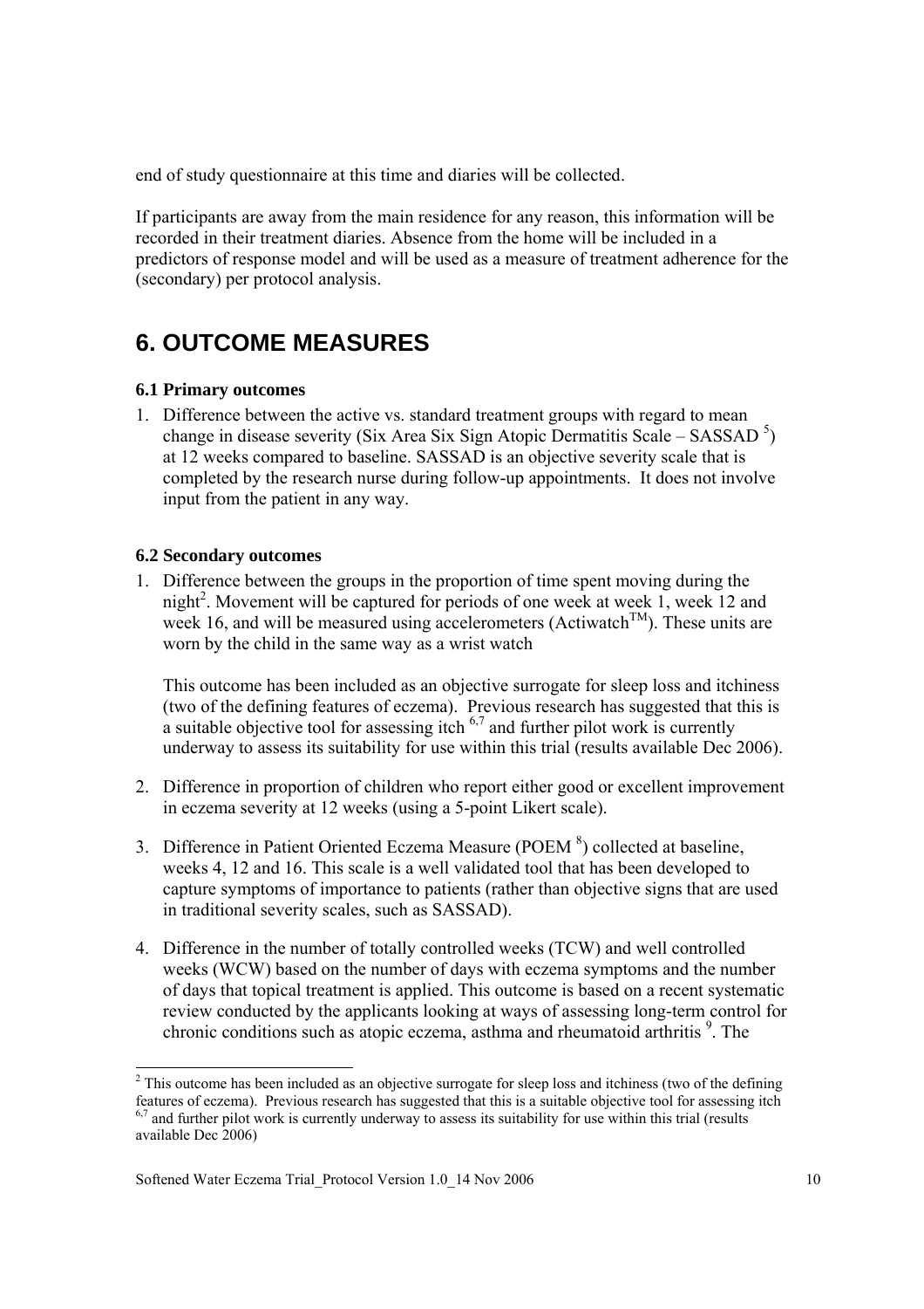end of study questionnaire at this time and diaries will be collected.

If participants are away from the main residence for any reason, this information will be recorded in their treatment diaries. Absence from the home will be included in a predictors of response model and will be used as a measure of treatment adherence for the (secondary) per protocol analysis.

# 6. OUTCOME MEASURES

### 6.1 Primary outcomes

1. Difference between the active vs. standard treatment groups with regard to mean change in disease severity (Six Area Six Sign Atopic Dermatitis Scale – SASSAD [5]) at 12 weeks compared to baseline. SASSAD is an objective severity scale that is completed by the research nurse during follow-up appointments. It does not involve input from the patient in any way.

### 6.2 Secondary outcomes

1. Difference between the groups in the proportion of time spent moving during the night[2]. Movement will be captured for periods of one week at week 1, week 12 and week 16, and will be measured using accelerometers (Actiwatch™). These units are worn by the child in the same way as a wrist watch

   This outcome has been included as an objective surrogate for sleep loss and itchiness (two of the defining features of eczema). Previous research has suggested that this is a suitable objective tool for assessing itch [6,7] and further pilot work is currently underway to assess its suitability for use within this trial (results available Dec 2006).

2. Difference in proportion of children who report either good or excellent improvement in eczema severity at 12 weeks (using a 5-point Likert scale).

3. Difference in Patient Oriented Eczema Measure (POEM [8]) collected at baseline, weeks 4, 12 and 16. This scale is a well validated tool that has been developed to capture symptoms of importance to patients (rather than objective signs that are used in traditional severity scales, such as SASSAD).

4. Difference in the number of totally controlled weeks (TCW) and well controlled weeks (WCW) based on the number of days with eczema symptoms and the number of days that topical treatment is applied. This outcome is based on a recent systematic review conducted by the applicants looking at ways of assessing long-term control for chronic conditions such as atopic eczema, asthma and rheumatoid arthritis [9]. The

---

[2] This outcome has been included as an objective surrogate for sleep loss and itchiness (two of the defining features of eczema). Previous research has suggested that this is a suitable objective tool for assessing itch [6,7] and further pilot work is currently underway to assess its suitability for use within this trial (results available Dec 2006)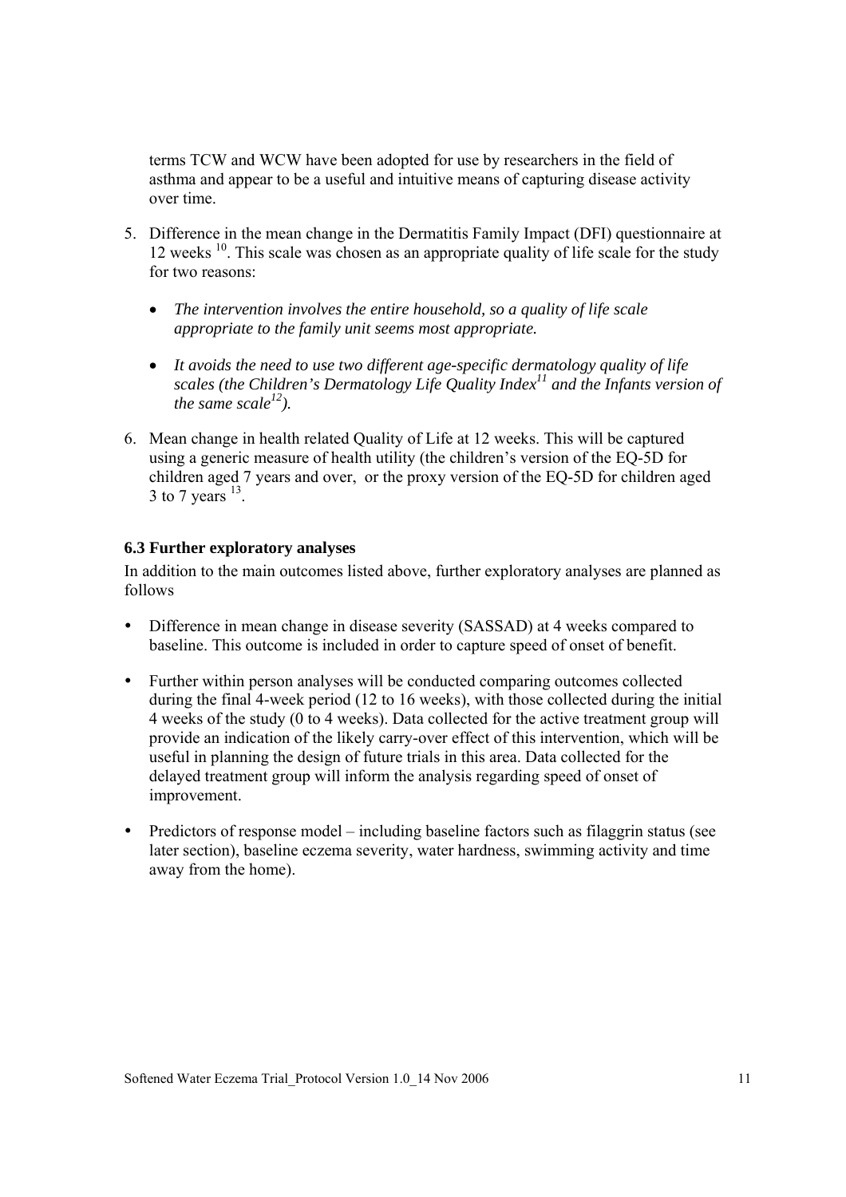terms TCW and WCW have been adopted for use by researchers in the field of asthma and appear to be a useful and intuitive means of capturing disease activity over time.

5. Difference in the mean change in the Dermatitis Family Impact (DFI) questionnaire at 12 weeks [10]. This scale was chosen as an appropriate quality of life scale for the study for two reasons:

   - *The intervention involves the entire household, so a quality of life scale appropriate to the family unit seems most appropriate.*

   - *It avoids the need to use two different age-specific dermatology quality of life scales (the Children's Dermatology Life Quality Index[11] and the Infants version of the same scale[12]).*

6. Mean change in health related Quality of Life at 12 weeks. This will be captured using a generic measure of health utility (the children's version of the EQ-5D for children aged 7 years and over, or the proxy version of the EQ-5D for children aged 3 to 7 years [13].

### 6.3 Further exploratory analyses

In addition to the main outcomes listed above, further exploratory analyses are planned as follows

- Difference in mean change in disease severity (SASSAD) at 4 weeks compared to baseline. This outcome is included in order to capture speed of onset of benefit.

- Further within person analyses will be conducted comparing outcomes collected during the final 4-week period (12 to 16 weeks), with those collected during the initial 4 weeks of the study (0 to 4 weeks). Data collected for the active treatment group will provide an indication of the likely carry-over effect of this intervention, which will be useful in planning the design of future trials in this area. Data collected for the delayed treatment group will inform the analysis regarding speed of onset of improvement.

- Predictors of response model – including baseline factors such as filaggrin status (see later section), baseline eczema severity, water hardness, swimming activity and time away from the home).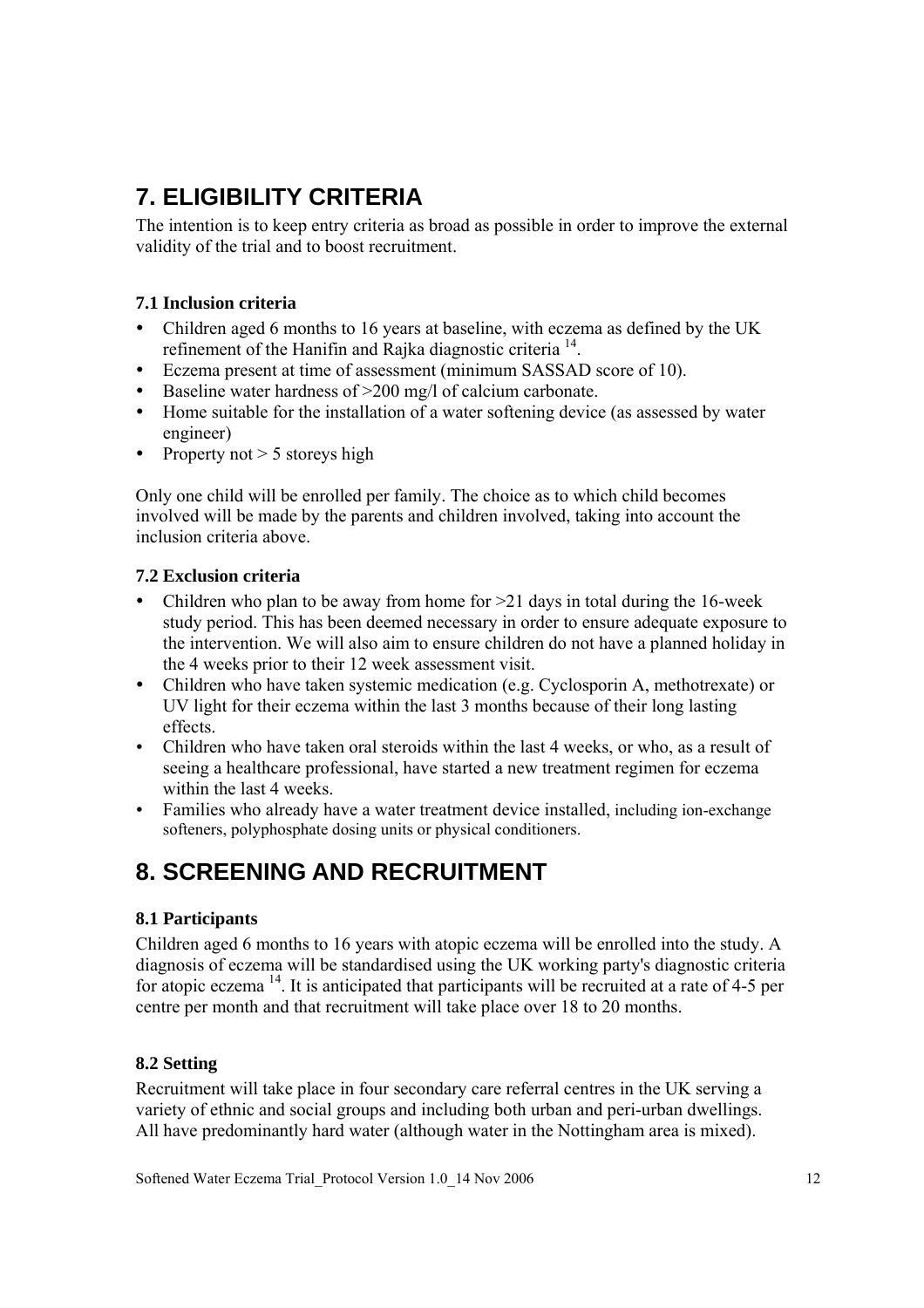# 7. ELIGIBILITY CRITERIA

The intention is to keep entry criteria as broad as possible in order to improve the external validity of the trial and to boost recruitment.

### 7.1 Inclusion criteria

- Children aged 6 months to 16 years at baseline, with eczema as defined by the UK refinement of the Hanifin and Rajka diagnostic criteria [14].
- Eczema present at time of assessment (minimum SASSAD score of 10).
- Baseline water hardness of >200 mg/l of calcium carbonate.
- Home suitable for the installation of a water softening device (as assessed by water engineer)
- Property not > 5 storeys high

Only one child will be enrolled per family. The choice as to which child becomes involved will be made by the parents and children involved, taking into account the inclusion criteria above.

### 7.2 Exclusion criteria

- Children who plan to be away from home for >21 days in total during the 16-week study period. This has been deemed necessary in order to ensure adequate exposure to the intervention. We will also aim to ensure children do not have a planned holiday in the 4 weeks prior to their 12 week assessment visit.
- Children who have taken systemic medication (e.g. Cyclosporin A, methotrexate) or UV light for their eczema within the last 3 months because of their long lasting effects.
- Children who have taken oral steroids within the last 4 weeks, or who, as a result of seeing a healthcare professional, have started a new treatment regimen for eczema within the last 4 weeks.
- Families who already have a water treatment device installed, including ion-exchange softeners, polyphosphate dosing units or physical conditioners.

# 8. SCREENING AND RECRUITMENT

### 8.1 Participants

Children aged 6 months to 16 years with atopic eczema will be enrolled into the study. A diagnosis of eczema will be standardised using the UK working party's diagnostic criteria for atopic eczema [14]. It is anticipated that participants will be recruited at a rate of 4-5 per centre per month and that recruitment will take place over 18 to 20 months.

### 8.2 Setting

Recruitment will take place in four secondary care referral centres in the UK serving a variety of ethnic and social groups and including both urban and peri-urban dwellings. All have predominantly hard water (although water in the Nottingham area is mixed).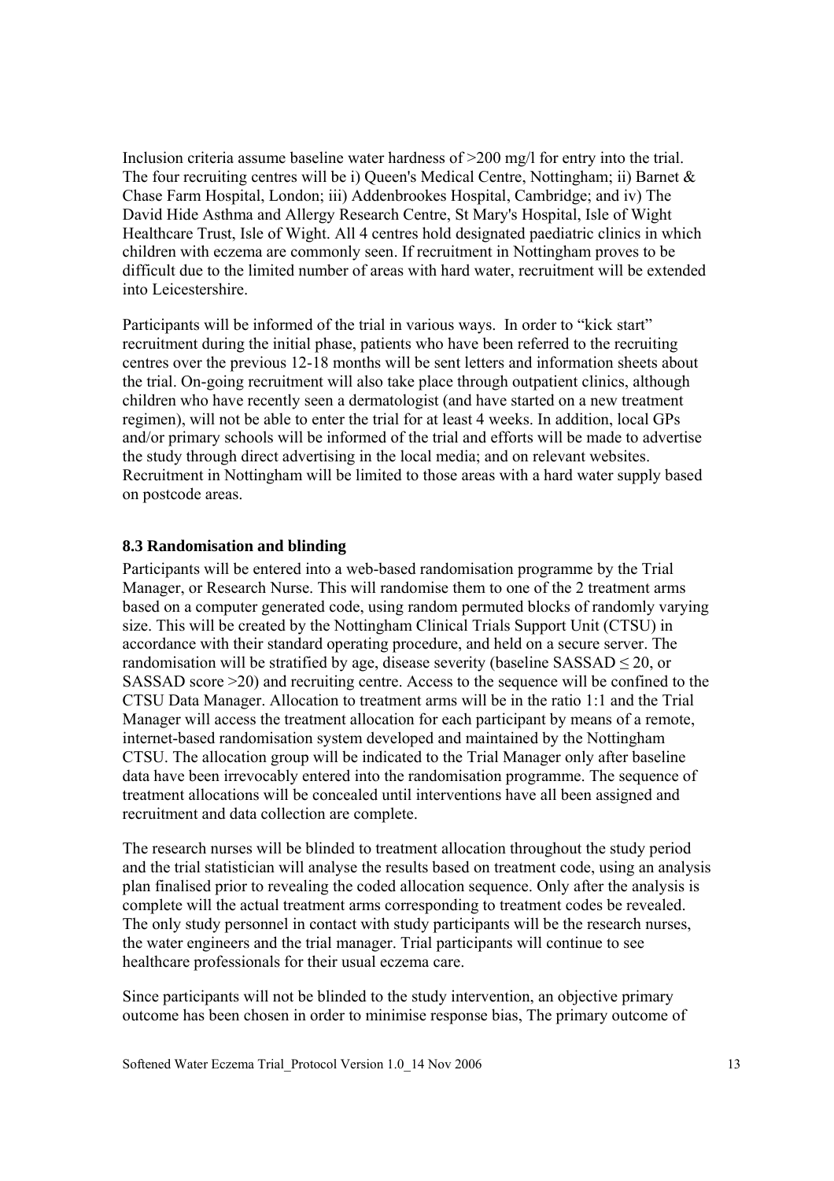Inclusion criteria assume baseline water hardness of >200 mg/l for entry into the trial. The four recruiting centres will be i) Queen's Medical Centre, Nottingham; ii) Barnet & Chase Farm Hospital, London; iii) Addenbrookes Hospital, Cambridge; and iv) The David Hide Asthma and Allergy Research Centre, St Mary's Hospital, Isle of Wight Healthcare Trust, Isle of Wight. All 4 centres hold designated paediatric clinics in which children with eczema are commonly seen. If recruitment in Nottingham proves to be difficult due to the limited number of areas with hard water, recruitment will be extended into Leicestershire.

Participants will be informed of the trial in various ways. In order to "kick start" recruitment during the initial phase, patients who have been referred to the recruiting centres over the previous 12-18 months will be sent letters and information sheets about the trial. On-going recruitment will also take place through outpatient clinics, although children who have recently seen a dermatologist (and have started on a new treatment regimen), will not be able to enter the trial for at least 4 weeks. In addition, local GPs and/or primary schools will be informed of the trial and efforts will be made to advertise the study through direct advertising in the local media; and on relevant websites. Recruitment in Nottingham will be limited to those areas with a hard water supply based on postcode areas.

### 8.3 Randomisation and blinding

Participants will be entered into a web-based randomisation programme by the Trial Manager, or Research Nurse. This will randomise them to one of the 2 treatment arms based on a computer generated code, using random permuted blocks of randomly varying size. This will be created by the Nottingham Clinical Trials Support Unit (CTSU) in accordance with their standard operating procedure, and held on a secure server. The randomisation will be stratified by age, disease severity (baseline SASSAD $\leq 20$, or SASSAD score >20) and recruiting centre. Access to the sequence will be confined to the CTSU Data Manager. Allocation to treatment arms will be in the ratio 1:1 and the Trial Manager will access the treatment allocation for each participant by means of a remote, internet-based randomisation system developed and maintained by the Nottingham CTSU. The allocation group will be indicated to the Trial Manager only after baseline data have been irrevocably entered into the randomisation programme. The sequence of treatment allocations will be concealed until interventions have all been assigned and recruitment and data collection are complete.

The research nurses will be blinded to treatment allocation throughout the study period and the trial statistician will analyse the results based on treatment code, using an analysis plan finalised prior to revealing the coded allocation sequence. Only after the analysis is complete will the actual treatment arms corresponding to treatment codes be revealed. The only study personnel in contact with study participants will be the research nurses, the water engineers and the trial manager. Trial participants will continue to see healthcare professionals for their usual eczema care.

Since participants will not be blinded to the study intervention, an objective primary outcome has been chosen in order to minimise response bias, The primary outcome of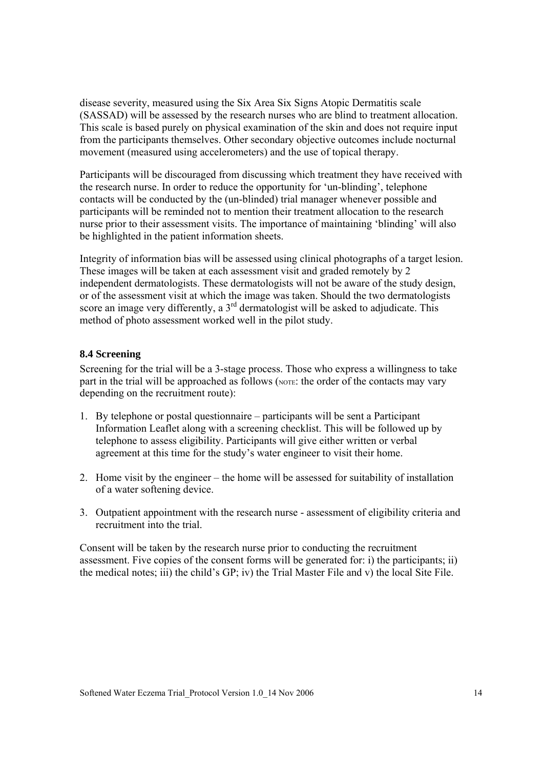disease severity, measured using the Six Area Six Signs Atopic Dermatitis scale (SASSAD) will be assessed by the research nurses who are blind to treatment allocation. This scale is based purely on physical examination of the skin and does not require input from the participants themselves. Other secondary objective outcomes include nocturnal movement (measured using accelerometers) and the use of topical therapy.

Participants will be discouraged from discussing which treatment they have received with the research nurse. In order to reduce the opportunity for 'un-blinding', telephone contacts will be conducted by the (un-blinded) trial manager whenever possible and participants will be reminded not to mention their treatment allocation to the research nurse prior to their assessment visits. The importance of maintaining 'blinding' will also be highlighted in the patient information sheets.

Integrity of information bias will be assessed using clinical photographs of a target lesion. These images will be taken at each assessment visit and graded remotely by 2 independent dermatologists. These dermatologists will not be aware of the study design, or of the assessment visit at which the image was taken. Should the two dermatologists score an image very differently, a 3rd dermatologist will be asked to adjudicate. This method of photo assessment worked well in the pilot study.

### 8.4 Screening

Screening for the trial will be a 3-stage process. Those who express a willingness to take part in the trial will be approached as follows (NOTE: the order of the contacts may vary depending on the recruitment route):

1. By telephone or postal questionnaire – participants will be sent a Participant Information Leaflet along with a screening checklist. This will be followed up by telephone to assess eligibility. Participants will give either written or verbal agreement at this time for the study's water engineer to visit their home.

2. Home visit by the engineer – the home will be assessed for suitability of installation of a water softening device.

3. Outpatient appointment with the research nurse - assessment of eligibility criteria and recruitment into the trial.

Consent will be taken by the research nurse prior to conducting the recruitment assessment. Five copies of the consent forms will be generated for: i) the participants; ii) the medical notes; iii) the child's GP; iv) the Trial Master File and v) the local Site File.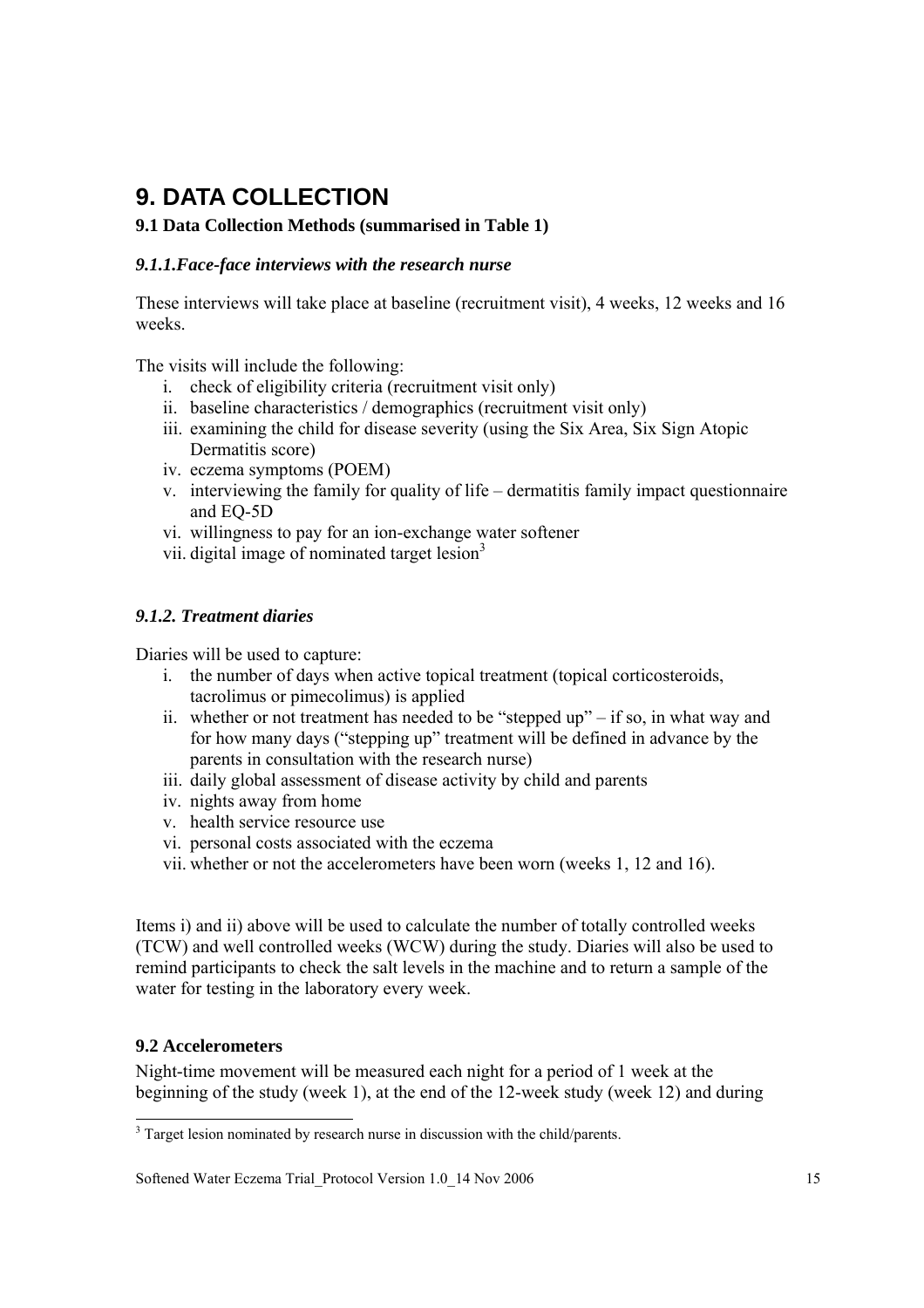# 9. DATA COLLECTION

### 9.1 Data Collection Methods (summarised in Table 1)

#### *9.1.1.Face-face interviews with the research nurse*

These interviews will take place at baseline (recruitment visit), 4 weeks, 12 weeks and 16 weeks.

The visits will include the following:

i. check of eligibility criteria (recruitment visit only)
ii. baseline characteristics / demographics (recruitment visit only)
iii. examining the child for disease severity (using the Six Area, Six Sign Atopic Dermatitis score)
iv. eczema symptoms (POEM)
v. interviewing the family for quality of life – dermatitis family impact questionnaire and EQ-5D
vi. willingness to pay for an ion-exchange water softener
vii. digital image of nominated target lesion[3]

#### *9.1.2. Treatment diaries*

Diaries will be used to capture:

i. the number of days when active topical treatment (topical corticosteroids, tacrolimus or pimecolimus) is applied
ii. whether or not treatment has needed to be "stepped up" – if so, in what way and for how many days ("stepping up" treatment will be defined in advance by the parents in consultation with the research nurse)
iii. daily global assessment of disease activity by child and parents
iv. nights away from home
v. health service resource use
vi. personal costs associated with the eczema
vii. whether or not the accelerometers have been worn (weeks 1, 12 and 16).

Items i) and ii) above will be used to calculate the number of totally controlled weeks (TCW) and well controlled weeks (WCW) during the study. Diaries will also be used to remind participants to check the salt levels in the machine and to return a sample of the water for testing in the laboratory every week.

### 9.2 Accelerometers

Night-time movement will be measured each night for a period of 1 week at the beginning of the study (week 1), at the end of the 12-week study (week 12) and during

[3] Target lesion nominated by research nurse in discussion with the child/parents.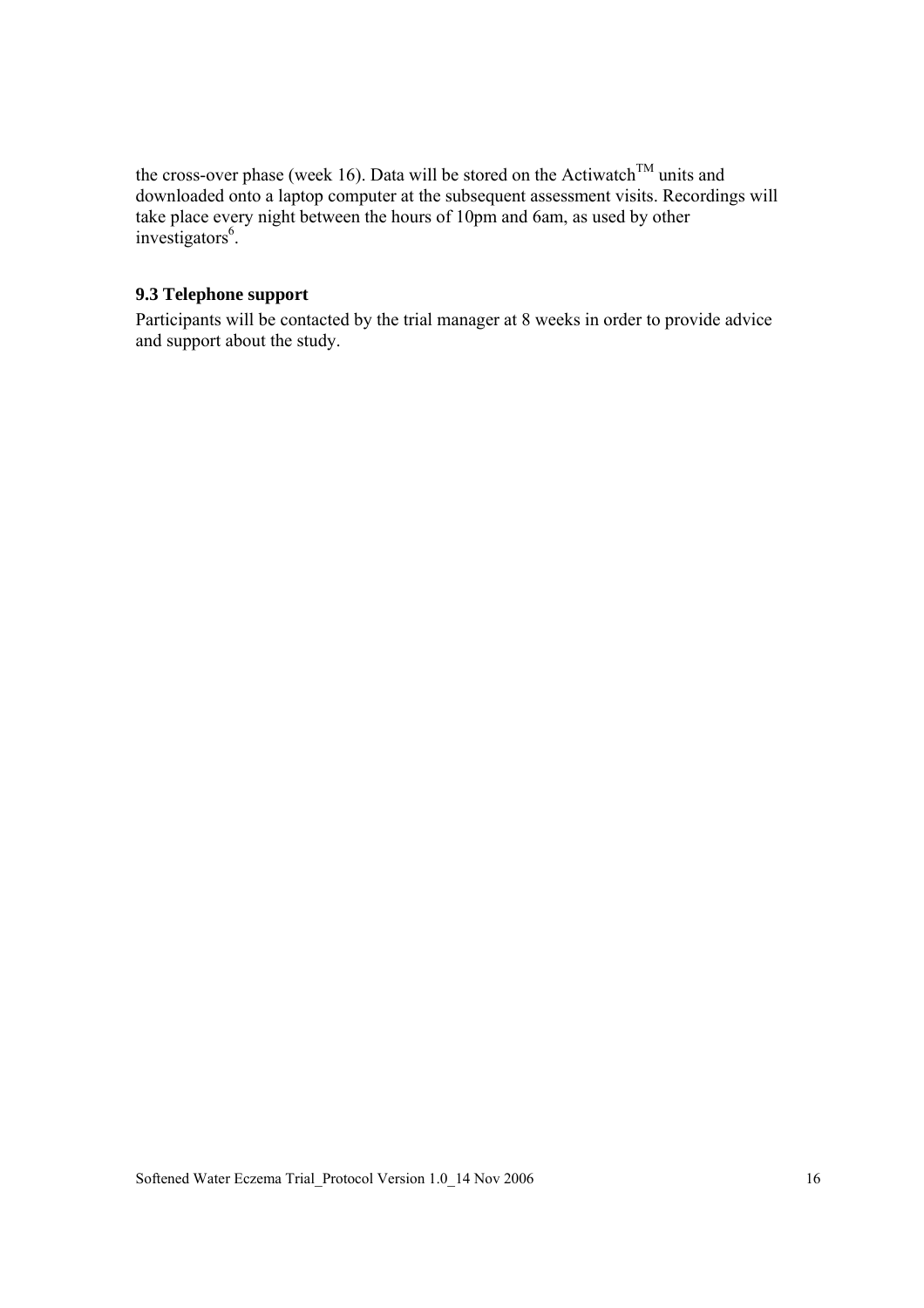the cross-over phase (week 16). Data will be stored on the Actiwatch™ units and downloaded onto a laptop computer at the subsequent assessment visits. Recordings will take place every night between the hours of 10pm and 6am, as used by other investigators[6].

### 9.3 Telephone support

Participants will be contacted by the trial manager at 8 weeks in order to provide advice and support about the study.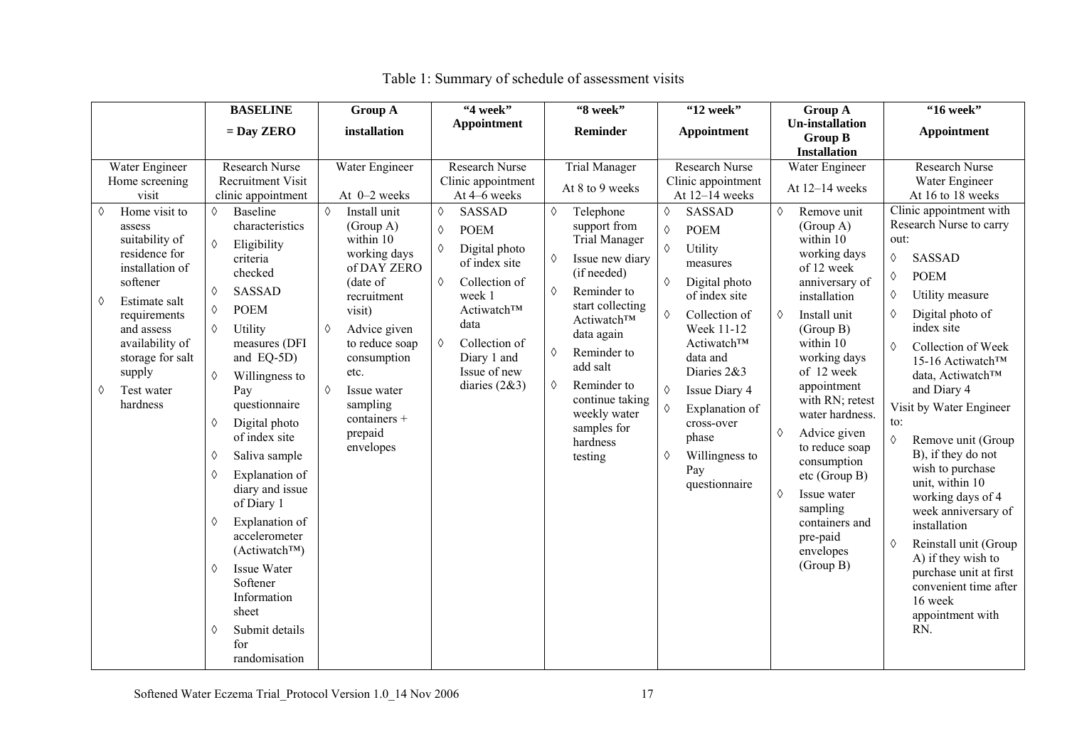Table 1: Summary of schedule of assessment visits

| | BASELINE = Day ZERO | Group A installation | "4 week" Appointment | "8 week" Reminder | "12 week" Appointment | Group A Un-installation Group B Installation | "16 week" Appointment |
|---|---|---|---|---|---|---|---|
| Water Engineer Home screening visit | Research Nurse Recruitment Visit clinic appointment | Water Engineer At 0–2 weeks | Research Nurse Clinic appointment At 4–6 weeks | Trial Manager At 8 to 9 weeks | Research Nurse Clinic appointment At 12–14 weeks | Water Engineer At 12–14 weeks | Research Nurse Water Engineer At 16 to 18 weeks |
| ◊ Home visit to assess suitability of residence for installation of softener<br>◊ Estimate salt requirements and assess availability of storage for salt supply<br>◊ Test water hardness | ◊ Baseline characteristics<br>◊ Eligibility criteria checked<br>◊ SASSAD<br>◊ POEM<br>◊ Utility measures (DFI and EQ-5D)<br>◊ Willingness to Pay questionnaire<br>◊ Digital photo of index site<br>◊ Saliva sample<br>◊ Explanation of diary and issue of Diary 1<br>◊ Explanation of accelerometer (Actiwatch™)<br>◊ Issue Water Softener Information sheet<br>◊ Submit details for randomisation | ◊ Install unit (Group A) within 10 working days of DAY ZERO (date of recruitment visit)<br>◊ Advice given to reduce soap consumption etc.<br>◊ Issue water sampling containers + prepaid envelopes | ◊ SASSAD<br>◊ POEM<br>◊ Digital photo of index site<br>◊ Collection of week 1 Actiwatch™ data<br>◊ Collection of Diary 1 and Issue of new diaries (2&3) | ◊ Telephone support from Trial Manager<br>◊ Issue new diary (if needed)<br>◊ Reminder to start collecting Actiwatch™ data again<br>◊ Reminder to add salt<br>◊ Reminder to continue taking weekly water samples for hardness testing | ◊ SASSAD<br>◊ POEM<br>◊ Utility measures<br>◊ Digital photo of index site<br>◊ Collection of Week 11-12 Actiwatch™ data and Diaries 2&3<br>◊ Issue Diary 4<br>◊ Explanation of cross-over phase<br>◊ Willingness to Pay questionnaire | ◊ Remove unit (Group A) within 10 working days of 12 week anniversary of installation<br>◊ Install unit (Group B) within 10 working days of 12 week appointment with RN; retest water hardness.<br>◊ Advice given to reduce soap consumption etc (Group B)<br>◊ Issue water sampling containers and pre-paid envelopes (Group B) | Clinic appointment with Research Nurse to carry out:<br>◊ SASSAD<br>◊ POEM<br>◊ Utility measure<br>◊ Digital photo of index site<br>◊ Collection of Week 15-16 Actiwatch™ data, Actiwatch™ and Diary 4<br>Visit by Water Engineer to:<br>◊ Remove unit (Group B), if they do not wish to purchase unit, within 10 working days of 4 week anniversary of installation<br>◊ Reinstall unit (Group A) if they wish to purchase unit at first convenient time after 16 week appointment with RN. |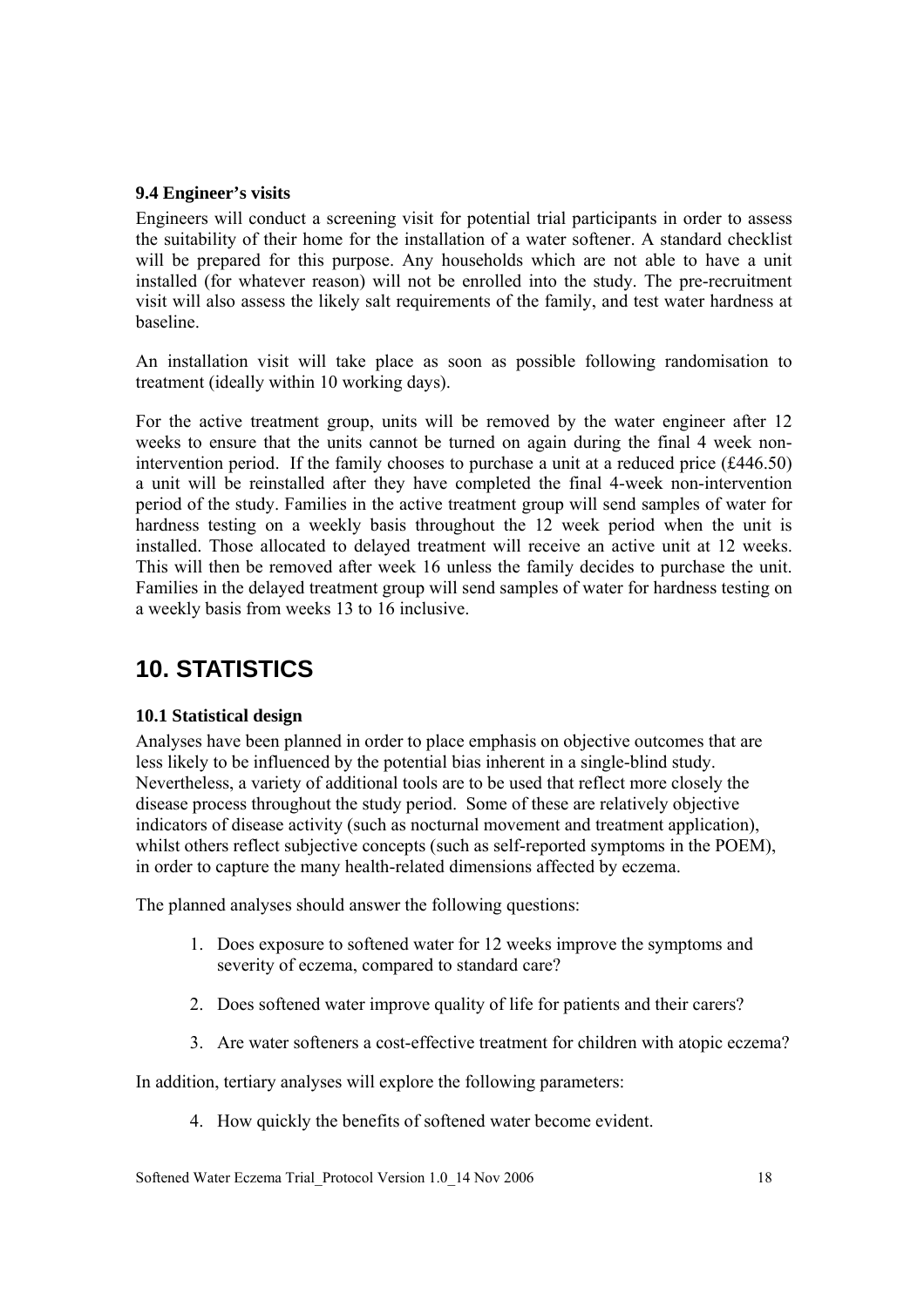### 9.4 Engineer's visits

Engineers will conduct a screening visit for potential trial participants in order to assess the suitability of their home for the installation of a water softener. A standard checklist will be prepared for this purpose. Any households which are not able to have a unit installed (for whatever reason) will not be enrolled into the study. The pre-recruitment visit will also assess the likely salt requirements of the family, and test water hardness at baseline.

An installation visit will take place as soon as possible following randomisation to treatment (ideally within 10 working days).

For the active treatment group, units will be removed by the water engineer after 12 weeks to ensure that the units cannot be turned on again during the final 4 week non-intervention period. If the family chooses to purchase a unit at a reduced price (£446.50) a unit will be reinstalled after they have completed the final 4-week non-intervention period of the study. Families in the active treatment group will send samples of water for hardness testing on a weekly basis throughout the 12 week period when the unit is installed. Those allocated to delayed treatment will receive an active unit at 12 weeks. This will then be removed after week 16 unless the family decides to purchase the unit. Families in the delayed treatment group will send samples of water for hardness testing on a weekly basis from weeks 13 to 16 inclusive.

# 10. STATISTICS

### 10.1 Statistical design

Analyses have been planned in order to place emphasis on objective outcomes that are less likely to be influenced by the potential bias inherent in a single-blind study. Nevertheless, a variety of additional tools are to be used that reflect more closely the disease process throughout the study period. Some of these are relatively objective indicators of disease activity (such as nocturnal movement and treatment application), whilst others reflect subjective concepts (such as self-reported symptoms in the POEM), in order to capture the many health-related dimensions affected by eczema.

The planned analyses should answer the following questions:

1. Does exposure to softened water for 12 weeks improve the symptoms and severity of eczema, compared to standard care?
2. Does softened water improve quality of life for patients and their carers?
3. Are water softeners a cost-effective treatment for children with atopic eczema?

In addition, tertiary analyses will explore the following parameters:

4. How quickly the benefits of softened water become evident.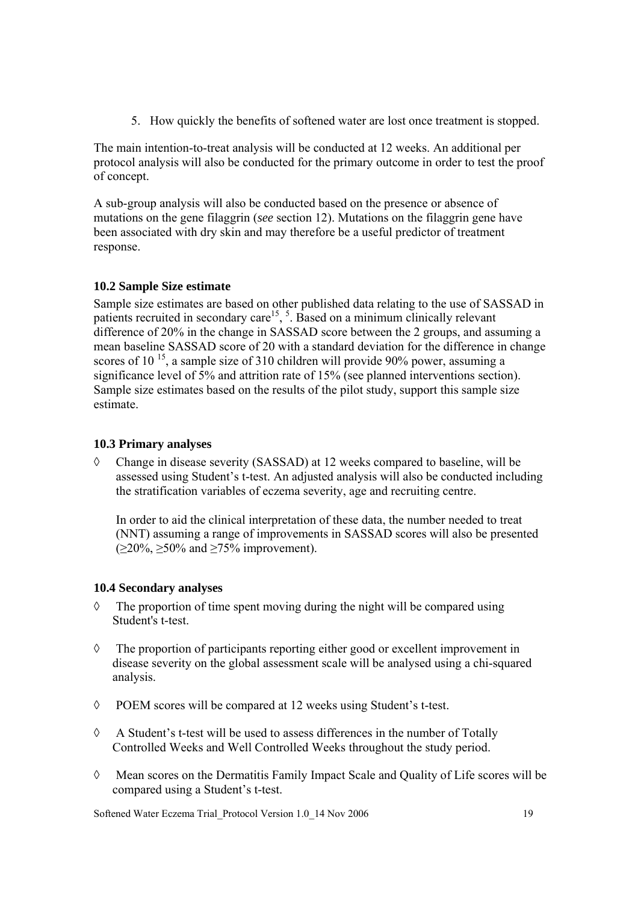5. How quickly the benefits of softened water are lost once treatment is stopped.

The main intention-to-treat analysis will be conducted at 12 weeks. An additional per protocol analysis will also be conducted for the primary outcome in order to test the proof of concept.

A sub-group analysis will also be conducted based on the presence or absence of mutations on the gene filaggrin (*see* section 12). Mutations on the filaggrin gene have been associated with dry skin and may therefore be a useful predictor of treatment response.

### 10.2 Sample Size estimate

Sample size estimates are based on other published data relating to the use of SASSAD in patients recruited in secondary care[15], [5]. Based on a minimum clinically relevant difference of 20% in the change in SASSAD score between the 2 groups, and assuming a mean baseline SASSAD score of 20 with a standard deviation for the difference in change scores of 10 [15], a sample size of 310 children will provide 90% power, assuming a significance level of 5% and attrition rate of 15% (see planned interventions section). Sample size estimates based on the results of the pilot study, support this sample size estimate.

### 10.3 Primary analyses

◊ Change in disease severity (SASSAD) at 12 weeks compared to baseline, will be assessed using Student's t-test. An adjusted analysis will also be conducted including the stratification variables of eczema severity, age and recruiting centre.

  In order to aid the clinical interpretation of these data, the number needed to treat (NNT) assuming a range of improvements in SASSAD scores will also be presented (≥20%, ≥50% and ≥75% improvement).

### 10.4 Secondary analyses

◊ The proportion of time spent moving during the night will be compared using Student's t-test.

◊ The proportion of participants reporting either good or excellent improvement in disease severity on the global assessment scale will be analysed using a chi-squared analysis.

◊ POEM scores will be compared at 12 weeks using Student's t-test.

◊ A Student's t-test will be used to assess differences in the number of Totally Controlled Weeks and Well Controlled Weeks throughout the study period.

◊ Mean scores on the Dermatitis Family Impact Scale and Quality of Life scores will be compared using a Student's t-test.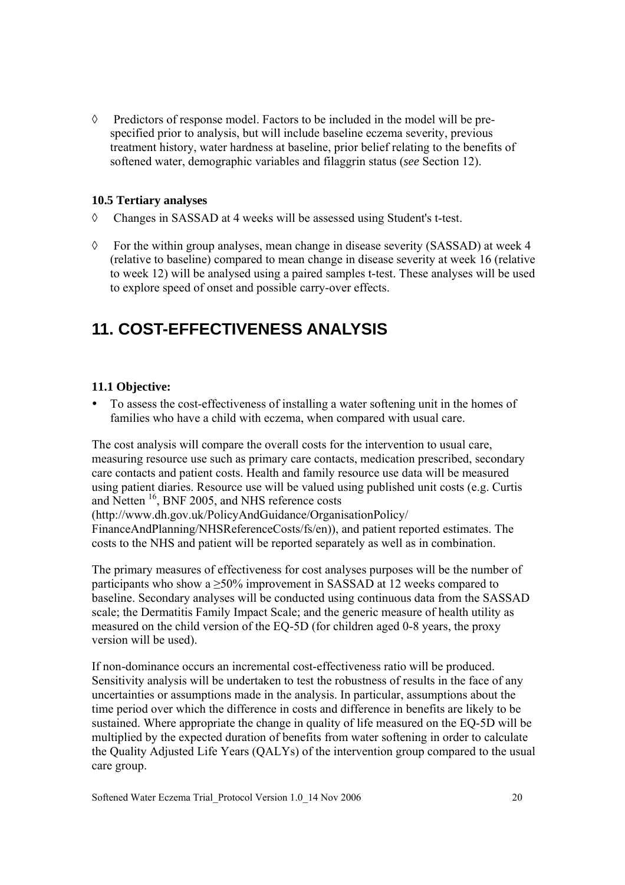- Predictors of response model. Factors to be included in the model will be pre-specified prior to analysis, but will include baseline eczema severity, previous treatment history, water hardness at baseline, prior belief relating to the benefits of softened water, demographic variables and filaggrin status (*see* Section 12).

### 10.5 Tertiary analyses

- Changes in SASSAD at 4 weeks will be assessed using Student's t-test.
- For the within group analyses, mean change in disease severity (SASSAD) at week 4 (relative to baseline) compared to mean change in disease severity at week 16 (relative to week 12) will be analysed using a paired samples t-test. These analyses will be used to explore speed of onset and possible carry-over effects.

# 11. COST-EFFECTIVENESS ANALYSIS

### 11.1 Objective:

- To assess the cost-effectiveness of installing a water softening unit in the homes of families who have a child with eczema, when compared with usual care.

The cost analysis will compare the overall costs for the intervention to usual care, measuring resource use such as primary care contacts, medication prescribed, secondary care contacts and patient costs. Health and family resource use data will be measured using patient diaries. Resource use will be valued using published unit costs (e.g. Curtis and Netten [16], BNF 2005, and NHS reference costs (http://www.dh.gov.uk/PolicyAndGuidance/OrganisationPolicy/FinanceAndPlanning/NHSReferenceCosts/fs/en)), and patient reported estimates. The costs to the NHS and patient will be reported separately as well as in combination.

The primary measures of effectiveness for cost analyses purposes will be the number of participants who show a ≥50% improvement in SASSAD at 12 weeks compared to baseline. Secondary analyses will be conducted using continuous data from the SASSAD scale; the Dermatitis Family Impact Scale; and the generic measure of health utility as measured on the child version of the EQ-5D (for children aged 0-8 years, the proxy version will be used).

If non-dominance occurs an incremental cost-effectiveness ratio will be produced. Sensitivity analysis will be undertaken to test the robustness of results in the face of any uncertainties or assumptions made in the analysis. In particular, assumptions about the time period over which the difference in costs and difference in benefits are likely to be sustained. Where appropriate the change in quality of life measured on the EQ-5D will be multiplied by the expected duration of benefits from water softening in order to calculate the Quality Adjusted Life Years (QALYs) of the intervention group compared to the usual care group.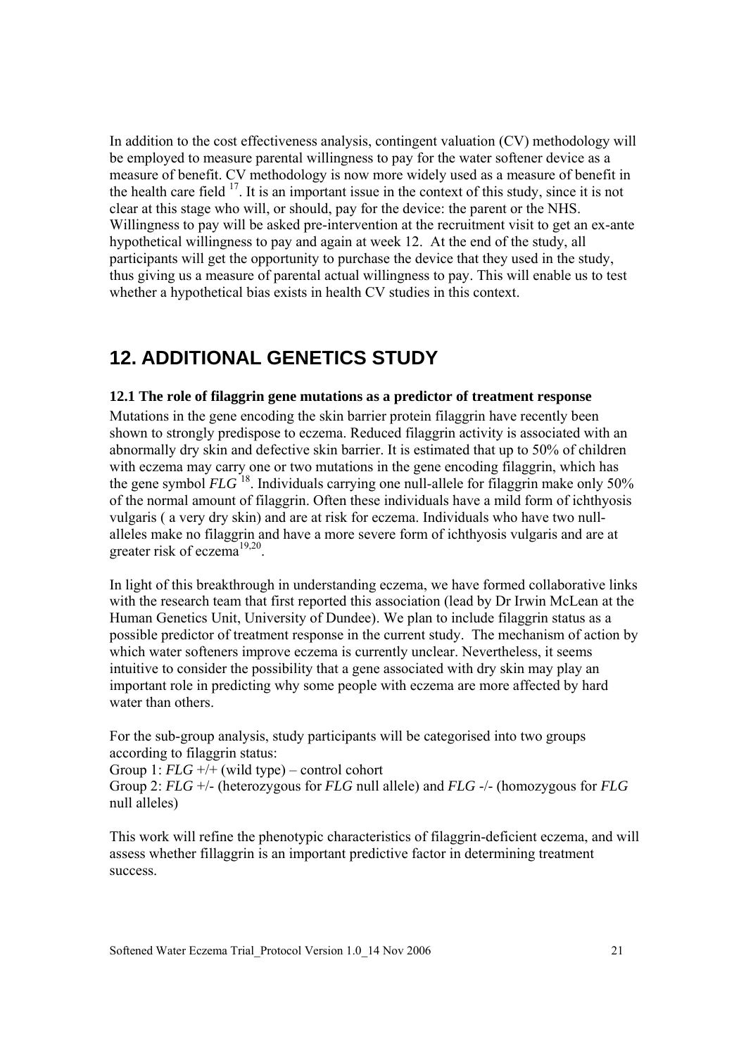In addition to the cost effectiveness analysis, contingent valuation (CV) methodology will be employed to measure parental willingness to pay for the water softener device as a measure of benefit. CV methodology is now more widely used as a measure of benefit in the health care field [17]. It is an important issue in the context of this study, since it is not clear at this stage who will, or should, pay for the device: the parent or the NHS. Willingness to pay will be asked pre-intervention at the recruitment visit to get an ex-ante hypothetical willingness to pay and again at week 12. At the end of the study, all participants will get the opportunity to purchase the device that they used in the study, thus giving us a measure of parental actual willingness to pay. This will enable us to test whether a hypothetical bias exists in health CV studies in this context.

# 12. ADDITIONAL GENETICS STUDY

### 12.1 The role of filaggrin gene mutations as a predictor of treatment response

Mutations in the gene encoding the skin barrier protein filaggrin have recently been shown to strongly predispose to eczema. Reduced filaggrin activity is associated with an abnormally dry skin and defective skin barrier. It is estimated that up to 50% of children with eczema may carry one or two mutations in the gene encoding filaggrin, which has the gene symbol *FLG* [18]. Individuals carrying one null-allele for filaggrin make only 50% of the normal amount of filaggrin. Often these individuals have a mild form of ichthyosis vulgaris ( a very dry skin) and are at risk for eczema. Individuals who have two null-alleles make no filaggrin and have a more severe form of ichthyosis vulgaris and are at greater risk of eczema[19,20].

In light of this breakthrough in understanding eczema, we have formed collaborative links with the research team that first reported this association (lead by Dr Irwin McLean at the Human Genetics Unit, University of Dundee). We plan to include filaggrin status as a possible predictor of treatment response in the current study. The mechanism of action by which water softeners improve eczema is currently unclear. Nevertheless, it seems intuitive to consider the possibility that a gene associated with dry skin may play an important role in predicting why some people with eczema are more affected by hard water than others.

For the sub-group analysis, study participants will be categorised into two groups according to filaggrin status:
Group 1: *FLG* +/+ (wild type) – control cohort
Group 2: *FLG* +/- (heterozygous for *FLG* null allele) and *FLG* -/- (homozygous for *FLG* null alleles)

This work will refine the phenotypic characteristics of filaggrin-deficient eczema, and will assess whether fillaggrin is an important predictive factor in determining treatment success.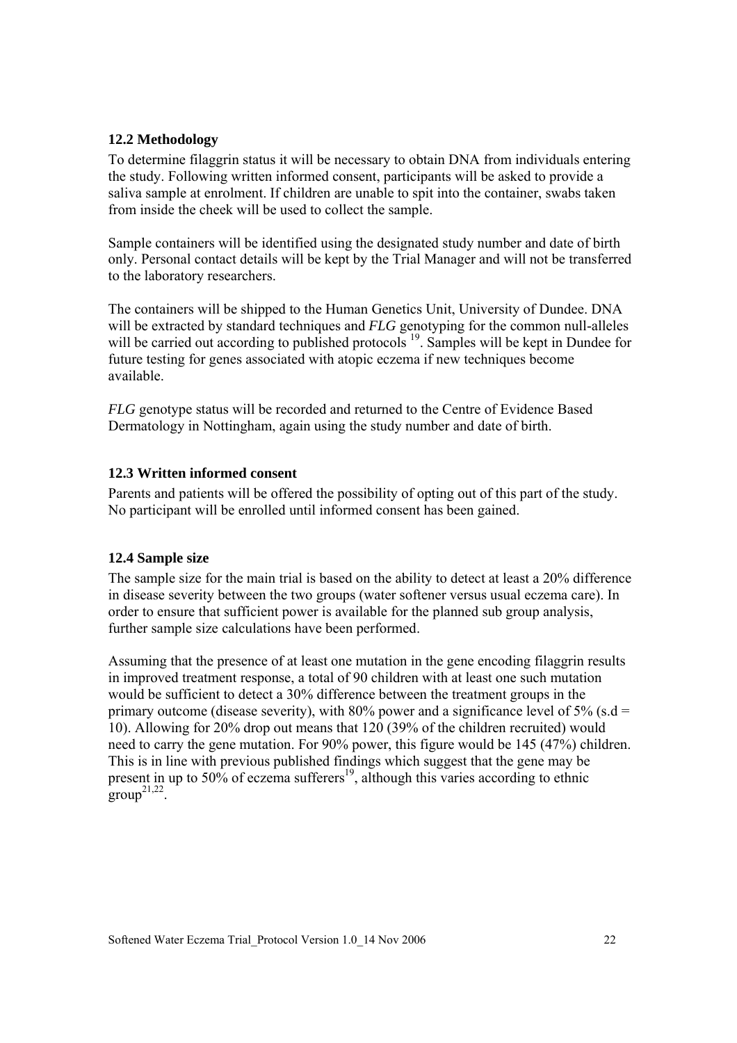### 12.2 Methodology

To determine filaggrin status it will be necessary to obtain DNA from individuals entering the study. Following written informed consent, participants will be asked to provide a saliva sample at enrolment. If children are unable to spit into the container, swabs taken from inside the cheek will be used to collect the sample.

Sample containers will be identified using the designated study number and date of birth only. Personal contact details will be kept by the Trial Manager and will not be transferred to the laboratory researchers.

The containers will be shipped to the Human Genetics Unit, University of Dundee. DNA will be extracted by standard techniques and *FLG* genotyping for the common null-alleles will be carried out according to published protocols [19]. Samples will be kept in Dundee for future testing for genes associated with atopic eczema if new techniques become available.

*FLG* genotype status will be recorded and returned to the Centre of Evidence Based Dermatology in Nottingham, again using the study number and date of birth.

### 12.3 Written informed consent

Parents and patients will be offered the possibility of opting out of this part of the study. No participant will be enrolled until informed consent has been gained.

### 12.4 Sample size

The sample size for the main trial is based on the ability to detect at least a 20% difference in disease severity between the two groups (water softener versus usual eczema care). In order to ensure that sufficient power is available for the planned sub group analysis, further sample size calculations have been performed.

Assuming that the presence of at least one mutation in the gene encoding filaggrin results in improved treatment response, a total of 90 children with at least one such mutation would be sufficient to detect a 30% difference between the treatment groups in the primary outcome (disease severity), with 80% power and a significance level of 5% (s.d = 10). Allowing for 20% drop out means that 120 (39% of the children recruited) would need to carry the gene mutation. For 90% power, this figure would be 145 (47%) children. This is in line with previous published findings which suggest that the gene may be present in up to 50% of eczema sufferers[19], although this varies according to ethnic group[21,22].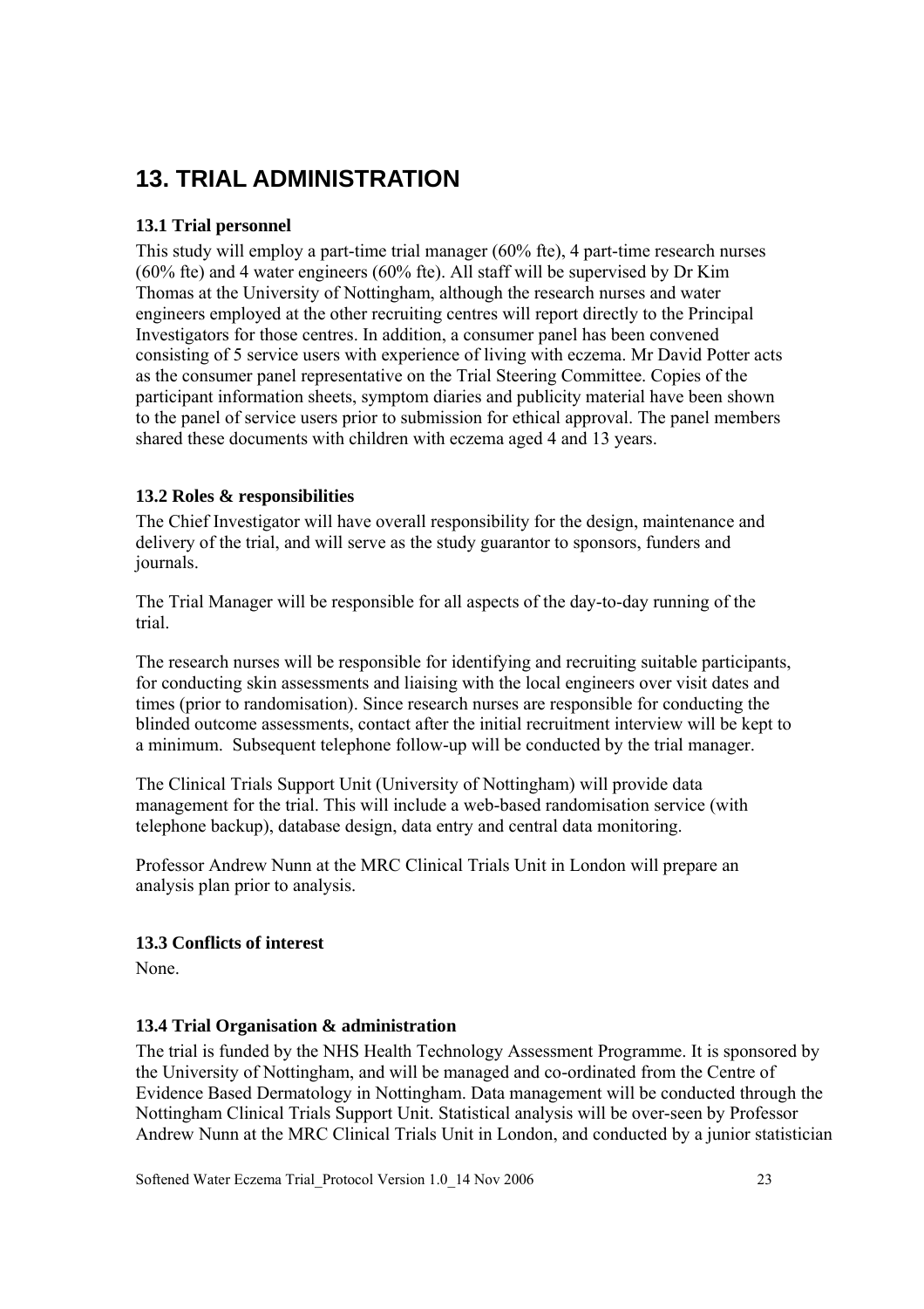# 13. TRIAL ADMINISTRATION

### 13.1 Trial personnel

This study will employ a part-time trial manager (60% fte), 4 part-time research nurses (60% fte) and 4 water engineers (60% fte). All staff will be supervised by Dr Kim Thomas at the University of Nottingham, although the research nurses and water engineers employed at the other recruiting centres will report directly to the Principal Investigators for those centres. In addition, a consumer panel has been convened consisting of 5 service users with experience of living with eczema. Mr David Potter acts as the consumer panel representative on the Trial Steering Committee. Copies of the participant information sheets, symptom diaries and publicity material have been shown to the panel of service users prior to submission for ethical approval. The panel members shared these documents with children with eczema aged 4 and 13 years.

### 13.2 Roles & responsibilities

The Chief Investigator will have overall responsibility for the design, maintenance and delivery of the trial, and will serve as the study guarantor to sponsors, funders and journals.

The Trial Manager will be responsible for all aspects of the day-to-day running of the trial.

The research nurses will be responsible for identifying and recruiting suitable participants, for conducting skin assessments and liaising with the local engineers over visit dates and times (prior to randomisation). Since research nurses are responsible for conducting the blinded outcome assessments, contact after the initial recruitment interview will be kept to a minimum. Subsequent telephone follow-up will be conducted by the trial manager.

The Clinical Trials Support Unit (University of Nottingham) will provide data management for the trial. This will include a web-based randomisation service (with telephone backup), database design, data entry and central data monitoring.

Professor Andrew Nunn at the MRC Clinical Trials Unit in London will prepare an analysis plan prior to analysis.

### 13.3 Conflicts of interest

None.

### 13.4 Trial Organisation & administration

The trial is funded by the NHS Health Technology Assessment Programme. It is sponsored by the University of Nottingham, and will be managed and co-ordinated from the Centre of Evidence Based Dermatology in Nottingham. Data management will be conducted through the Nottingham Clinical Trials Support Unit. Statistical analysis will be over-seen by Professor Andrew Nunn at the MRC Clinical Trials Unit in London, and conducted by a junior statistician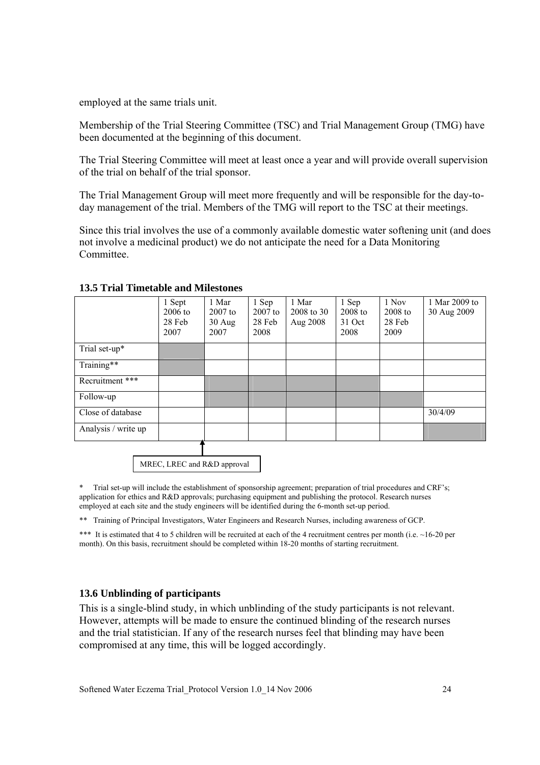employed at the same trials unit.

Membership of the Trial Steering Committee (TSC) and Trial Management Group (TMG) have been documented at the beginning of this document.

The Trial Steering Committee will meet at least once a year and will provide overall supervision of the trial on behalf of the trial sponsor.

The Trial Management Group will meet more frequently and will be responsible for the day-to-day management of the trial. Members of the TMG will report to the TSC at their meetings.

Since this trial involves the use of a commonly available domestic water softening unit (and does not involve a medicinal product) we do not anticipate the need for a Data Monitoring Committee.

### 13.5 Trial Timetable and Milestones

| | 1 Sept 2006 to 28 Feb 2007 | 1 Mar 2007 to 30 Aug 2007 | 1 Sep 2007 to 28 Feb 2008 | 1 Mar 2008 to 30 Aug 2008 | 1 Sep 2008 to 31 Oct 2008 | 1 Nov 2008 to 28 Feb 2009 | 1 Mar 2009 to 30 Aug 2009 |
|---|---|---|---|---|---|---|---|
| Trial set-up* | ■ | | | | | | |
| Training** | ■ | | | | | | |
| Recruitment *** | | ■ | ■ | ■ | ■ | | |
| Follow-up | | ■ | ■ | ■ | ■ | ■ | |
| Close of database | | | | | | | 30/4/09 |
| Analysis / write up | | | | | | | ■ |

MREC, LREC and R&D approval

\* Trial set-up will include the establishment of sponsorship agreement; preparation of trial procedures and CRF's; application for ethics and R&D approvals; purchasing equipment and publishing the protocol. Research nurses employed at each site and the study engineers will be identified during the 6-month set-up period.

\*\* Training of Principal Investigators, Water Engineers and Research Nurses, including awareness of GCP.

\*\*\* It is estimated that 4 to 5 children will be recruited at each of the 4 recruitment centres per month (i.e. ~16-20 per month). On this basis, recruitment should be completed within 18-20 months of starting recruitment.

### 13.6 Unblinding of participants

This is a single-blind study, in which unblinding of the study participants is not relevant. However, attempts will be made to ensure the continued blinding of the research nurses and the trial statistician. If any of the research nurses feel that blinding may have been compromised at any time, this will be logged accordingly.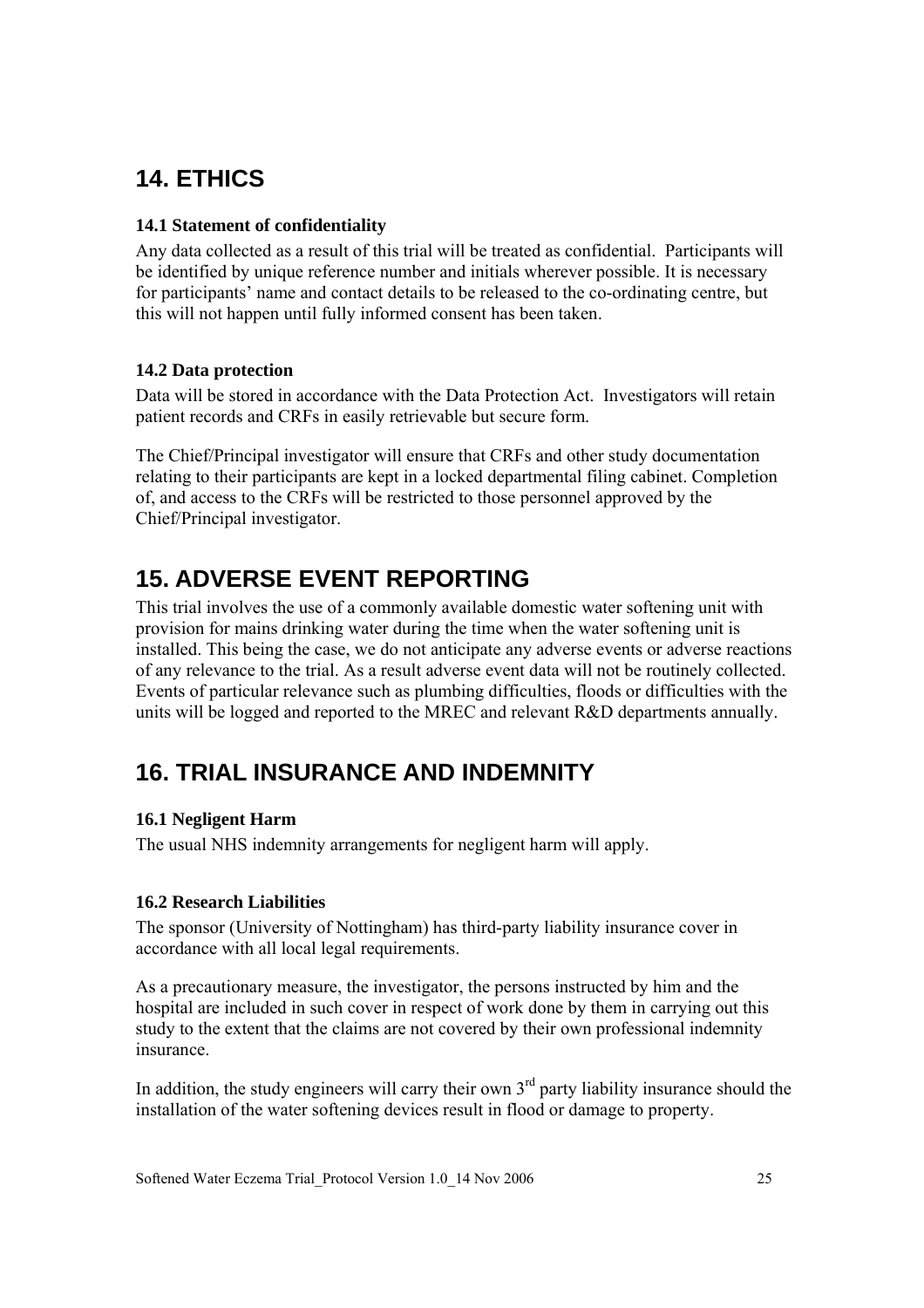# 14. ETHICS

### 14.1 Statement of confidentiality

Any data collected as a result of this trial will be treated as confidential. Participants will be identified by unique reference number and initials wherever possible. It is necessary for participants' name and contact details to be released to the co-ordinating centre, but this will not happen until fully informed consent has been taken.

### 14.2 Data protection

Data will be stored in accordance with the Data Protection Act. Investigators will retain patient records and CRFs in easily retrievable but secure form.

The Chief/Principal investigator will ensure that CRFs and other study documentation relating to their participants are kept in a locked departmental filing cabinet. Completion of, and access to the CRFs will be restricted to those personnel approved by the Chief/Principal investigator.

# 15. ADVERSE EVENT REPORTING

This trial involves the use of a commonly available domestic water softening unit with provision for mains drinking water during the time when the water softening unit is installed. This being the case, we do not anticipate any adverse events or adverse reactions of any relevance to the trial. As a result adverse event data will not be routinely collected. Events of particular relevance such as plumbing difficulties, floods or difficulties with the units will be logged and reported to the MREC and relevant R&D departments annually.

# 16. TRIAL INSURANCE AND INDEMNITY

### 16.1 Negligent Harm

The usual NHS indemnity arrangements for negligent harm will apply.

### 16.2 Research Liabilities

The sponsor (University of Nottingham) has third-party liability insurance cover in accordance with all local legal requirements.

As a precautionary measure, the investigator, the persons instructed by him and the hospital are included in such cover in respect of work done by them in carrying out this study to the extent that the claims are not covered by their own professional indemnity insurance.

In addition, the study engineers will carry their own 3rd party liability insurance should the installation of the water softening devices result in flood or damage to property.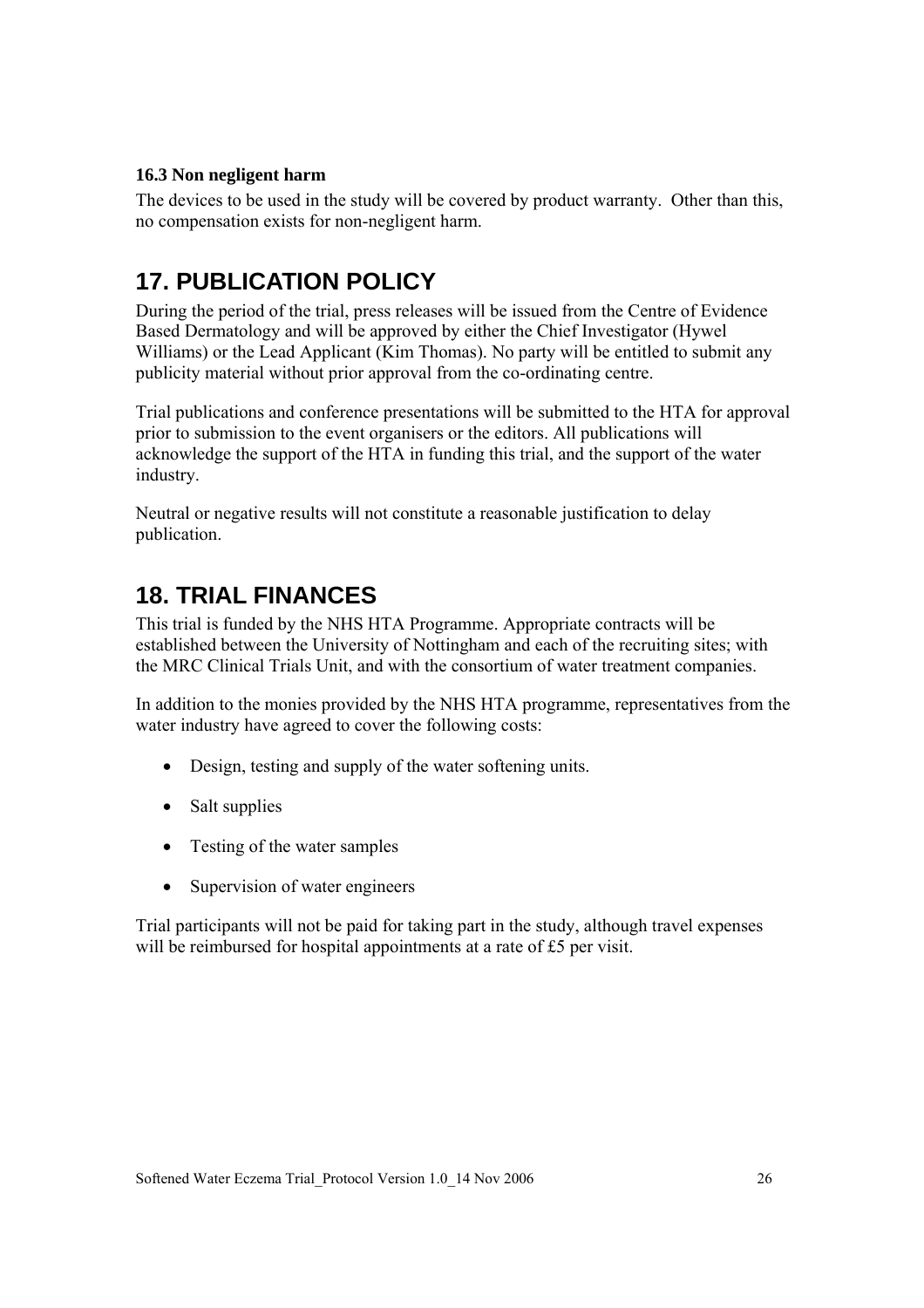### 16.3 Non negligent harm

The devices to be used in the study will be covered by product warranty. Other than this, no compensation exists for non-negligent harm.

# 17. PUBLICATION POLICY

During the period of the trial, press releases will be issued from the Centre of Evidence Based Dermatology and will be approved by either the Chief Investigator (Hywel Williams) or the Lead Applicant (Kim Thomas). No party will be entitled to submit any publicity material without prior approval from the co-ordinating centre.

Trial publications and conference presentations will be submitted to the HTA for approval prior to submission to the event organisers or the editors. All publications will acknowledge the support of the HTA in funding this trial, and the support of the water industry.

Neutral or negative results will not constitute a reasonable justification to delay publication.

# 18. TRIAL FINANCES

This trial is funded by the NHS HTA Programme. Appropriate contracts will be established between the University of Nottingham and each of the recruiting sites; with the MRC Clinical Trials Unit, and with the consortium of water treatment companies.

In addition to the monies provided by the NHS HTA programme, representatives from the water industry have agreed to cover the following costs:

- Design, testing and supply of the water softening units.
- Salt supplies
- Testing of the water samples
- Supervision of water engineers

Trial participants will not be paid for taking part in the study, although travel expenses will be reimbursed for hospital appointments at a rate of £5 per visit.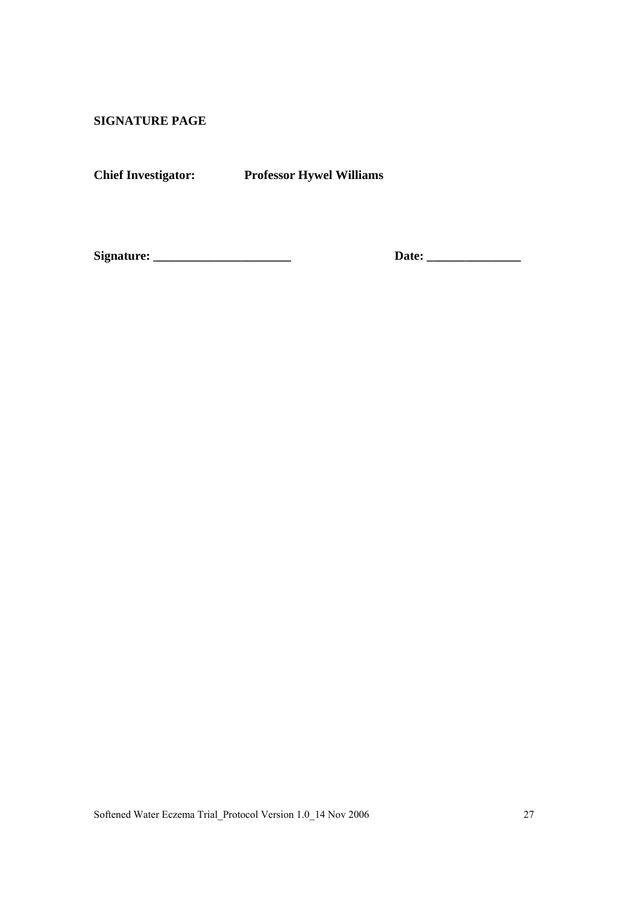**SIGNATURE PAGE**

**Chief Investigator:** **Professor Hywel Williams**

**Signature: ______________________** **Date: _______________**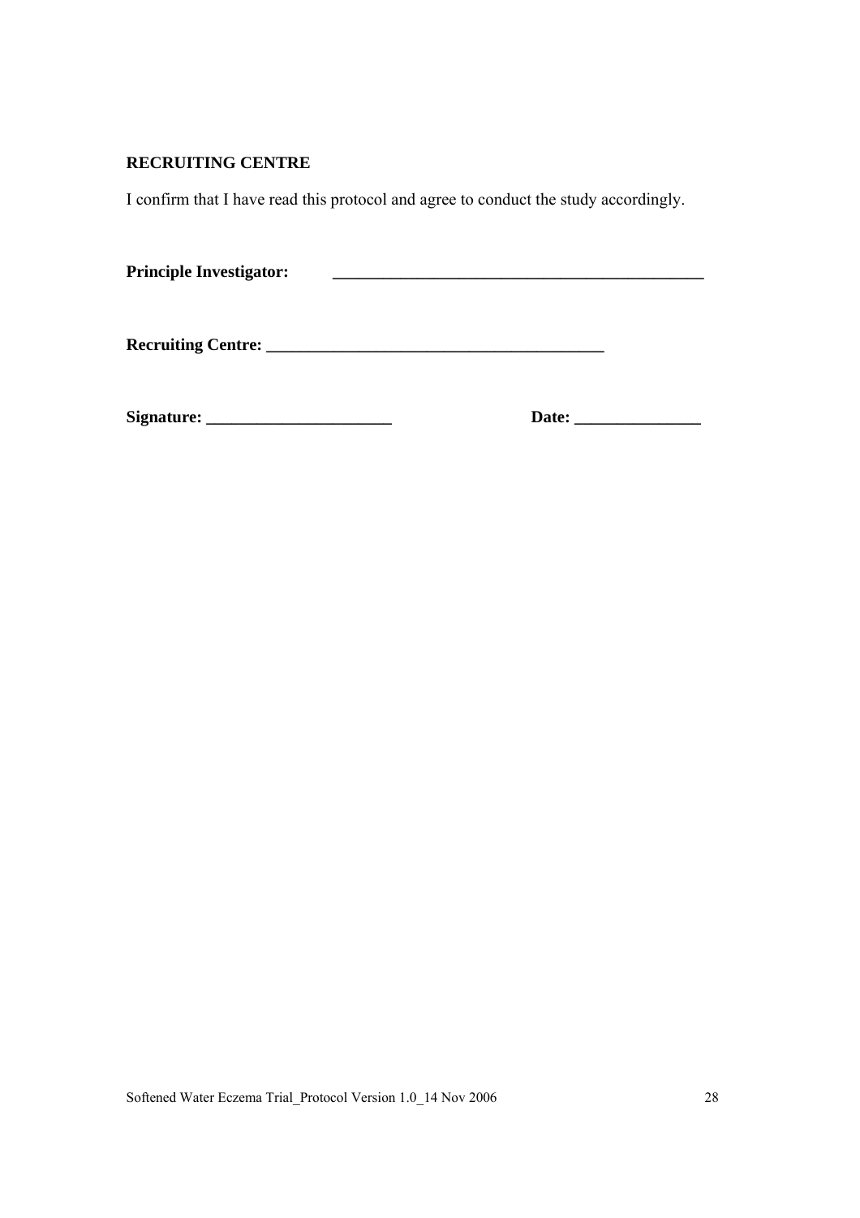**RECRUITING CENTRE**

I confirm that I have read this protocol and agree to conduct the study accordingly.

**Principle Investigator:** ______________________________________________

**Recruiting Centre:** __________________________________________

**Signature:** ______________________ **Date:** _______________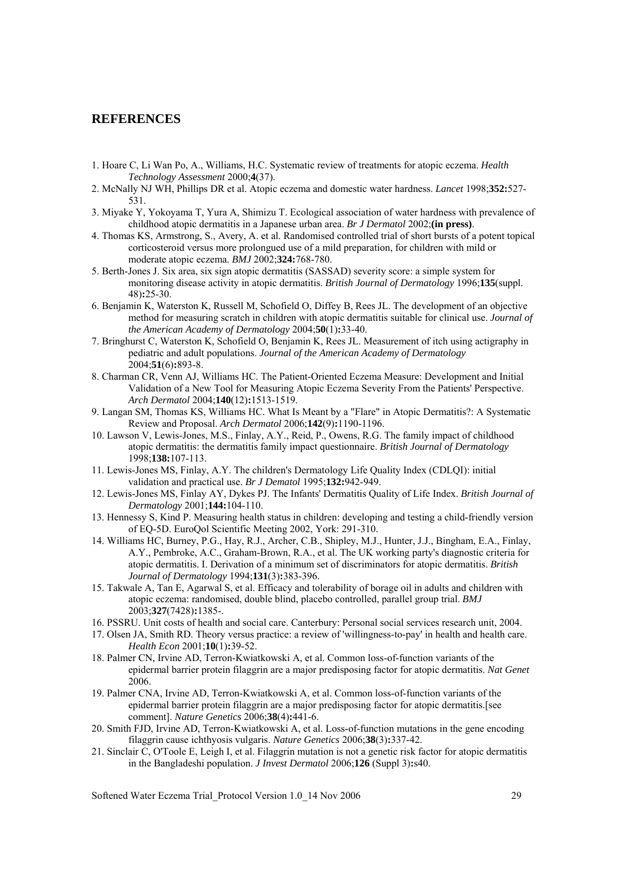## REFERENCES

1. Hoare C, Li Wan Po, A., Williams, H.C. Systematic review of treatments for atopic eczema. *Health Technology Assessment* 2000;**4**(37).
2. McNally NJ WH, Phillips DR et al. Atopic eczema and domestic water hardness. *Lancet* 1998;**352:**527-531.
3. Miyake Y, Yokoyama T, Yura A, Shimizu T. Ecological association of water hardness with prevalence of childhood atopic dermatitis in a Japanese urban area. *Br J Dermatol* 2002;**(in press)**.
4. Thomas KS, Armstrong, S., Avery, A. et al. Randomised controlled trial of short bursts of a potent topical corticosteroid versus more prolongued use of a mild preparation, for children with mild or moderate atopic eczema. *BMJ* 2002;**324:**768-780.
5. Berth-Jones J. Six area, six sign atopic dermatitis (SASSAD) severity score: a simple system for monitoring disease activity in atopic dermatitis. *British Journal of Dermatology* 1996;**135**(suppl. 48)**:**25-30.
6. Benjamin K, Waterston K, Russell M, Schofield O, Diffey B, Rees JL. The development of an objective method for measuring scratch in children with atopic dermatitis suitable for clinical use. *Journal of the American Academy of Dermatology* 2004;**50**(1)**:**33-40.
7. Bringhurst C, Waterston K, Schofield O, Benjamin K, Rees JL. Measurement of itch using actigraphy in pediatric and adult populations. *Journal of the American Academy of Dermatology* 2004;**51**(6)**:**893-8.
8. Charman CR, Venn AJ, Williams HC. The Patient-Oriented Eczema Measure: Development and Initial Validation of a New Tool for Measuring Atopic Eczema Severity From the Patients' Perspective. *Arch Dermatol* 2004;**140**(12)**:**1513-1519.
9. Langan SM, Thomas KS, Williams HC. What Is Meant by a "Flare" in Atopic Dermatitis?: A Systematic Review and Proposal. *Arch Dermatol* 2006;**142**(9)**:**1190-1196.
10. Lawson V, Lewis-Jones, M.S., Finlay, A.Y., Reid, P., Owens, R.G. The family impact of childhood atopic dermatitis: the dermatitis family impact questionnaire. *British Journal of Dermatology* 1998;**138:**107-113.
11. Lewis-Jones MS, Finlay, A.Y. The children's Dermatology Life Quality Index (CDLQI): initial validation and practical use. *Br J Dematol* 1995;**132:**942-949.
12. Lewis-Jones MS, Finlay AY, Dykes PJ. The Infants' Dermatitis Quality of Life Index. *British Journal of Dermatology* 2001;**144:**104-110.
13. Hennessy S, Kind P. Measuring health status in children: developing and testing a child-friendly version of EQ-5D. EuroQol Scientific Meeting 2002, York: 291-310.
14. Williams HC, Burney, P.G., Hay, R.J., Archer, C.B., Shipley, M.J., Hunter, J.J., Bingham, E.A., Finlay, A.Y., Pembroke, A.C., Graham-Brown, R.A., et al. The UK working party's diagnostic criteria for atopic dermatitis. I. Derivation of a minimum set of discriminators for atopic dermatitis. *British Journal of Dermatology* 1994;**131**(3)**:**383-396.
15. Takwale A, Tan E, Agarwal S, et al. Efficacy and tolerability of borage oil in adults and children with atopic eczema: randomised, double blind, placebo controlled, parallel group trial. *BMJ* 2003;**327**(7428)**:**1385-.
16. PSSRU. Unit costs of health and social care. Canterbury: Personal social services research unit, 2004.
17. Olsen JA, Smith RD. Theory versus practice: a review of 'willingness-to-pay' in health and health care. *Health Econ* 2001;**10**(1)**:**39-52.
18. Palmer CN, Irvine AD, Terron-Kwiatkowski A, et al. Common loss-of-function variants of the epidermal barrier protein filaggrin are a major predisposing factor for atopic dermatitis. *Nat Genet* 2006.
19. Palmer CNA, Irvine AD, Terron-Kwiatkowski A, et al. Common loss-of-function variants of the epidermal barrier protein filaggrin are a major predisposing factor for atopic dermatitis.[see comment]. *Nature Genetics* 2006;**38**(4)**:**441-6.
20. Smith FJD, Irvine AD, Terron-Kwiatkowski A, et al. Loss-of-function mutations in the gene encoding filaggrin cause ichthyosis vulgaris. *Nature Genetics* 2006;**38**(3)**:**337-42.
21. Sinclair C, O'Toole E, Leigh I, et al. Filaggrin mutation is not a genetic risk factor for atopic dermatitis in the Bangladeshi population. *J Invest Dermatol* 2006;**126** (Suppl 3)**:**s40.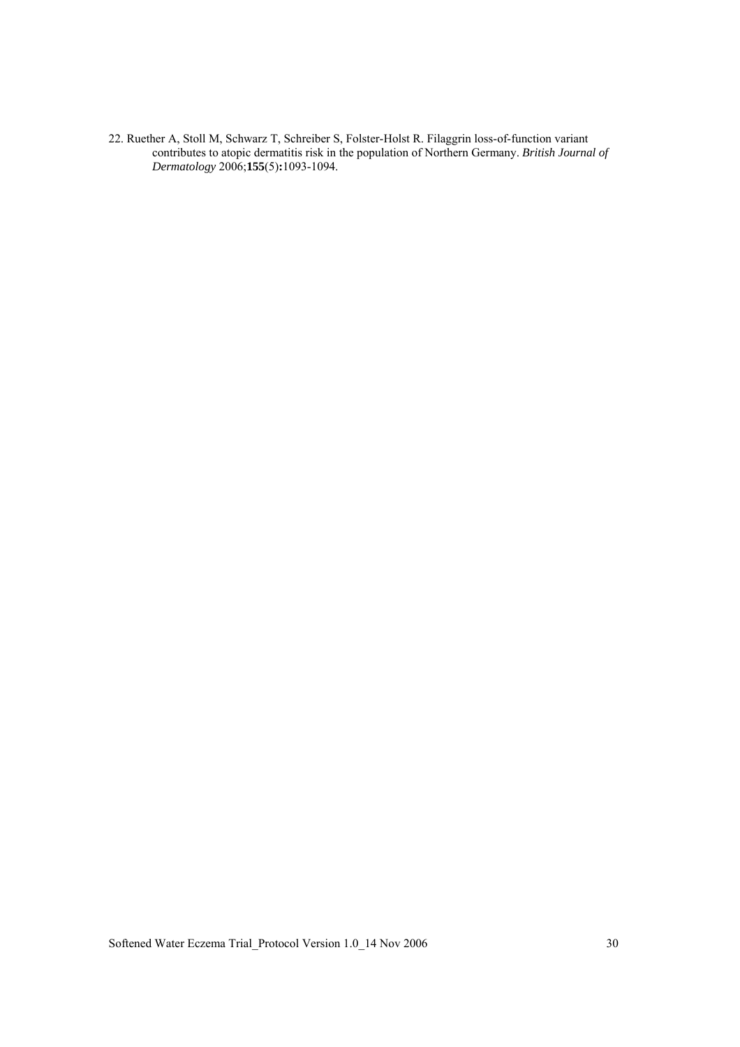22. Ruether A, Stoll M, Schwarz T, Schreiber S, Folster-Holst R. Filaggrin loss-of-function variant contributes to atopic dermatitis risk in the population of Northern Germany. *British Journal of Dermatology* 2006;**155**(5)**:**1093-1094.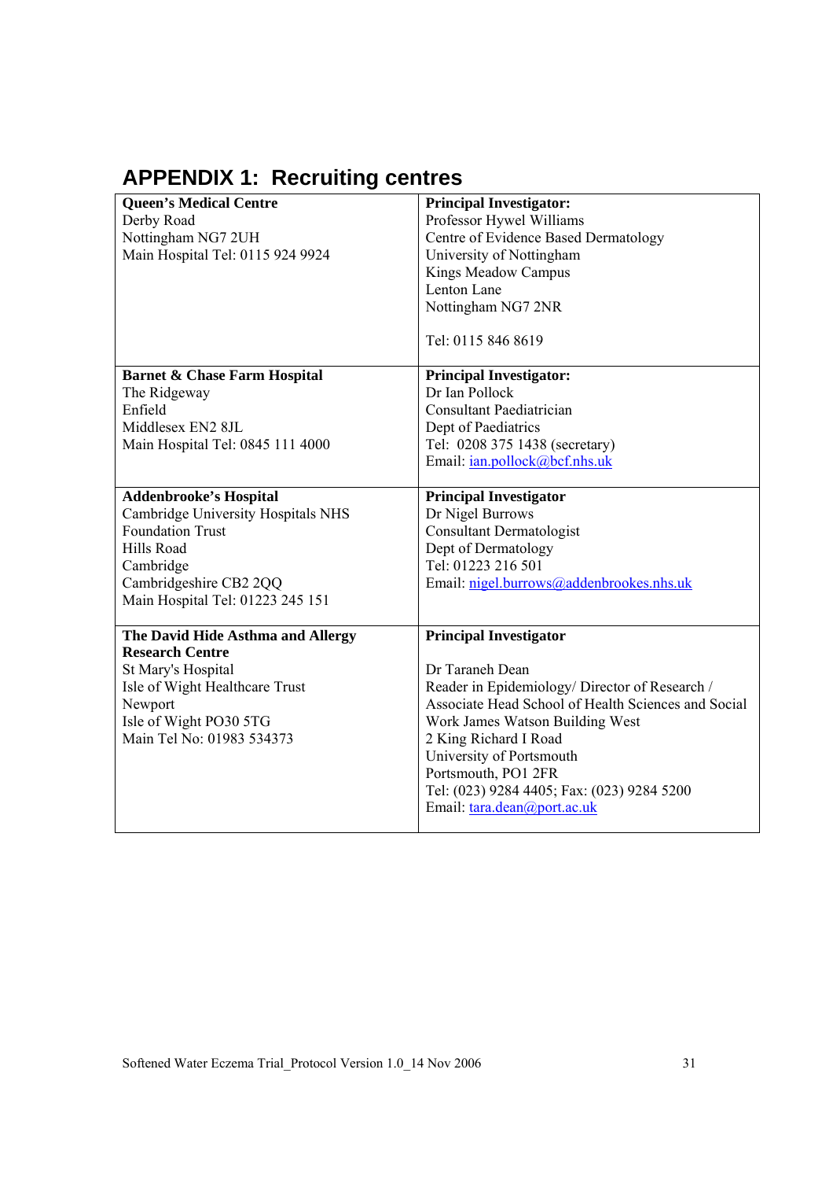# APPENDIX 1: Recruiting centres

| Centre | Principal Investigator |
| --- | --- |
| **Queen's Medical Centre**<br>Derby Road<br>Nottingham NG7 2UH<br>Main Hospital Tel: 0115 924 9924 | **Principal Investigator:**<br>Professor Hywel Williams<br>Centre of Evidence Based Dermatology<br>University of Nottingham<br>Kings Meadow Campus<br>Lenton Lane<br>Nottingham NG7 2NR<br><br>Tel: 0115 846 8619 |
| **Barnet & Chase Farm Hospital**<br>The Ridgeway<br>Enfield<br>Middlesex EN2 8JL<br>Main Hospital Tel: 0845 111 4000 | **Principal Investigator:**<br>Dr Ian Pollock<br>Consultant Paediatrician<br>Dept of Paediatrics<br>Tel: 0208 375 1438 (secretary)<br>Email: ian.pollock@bcf.nhs.uk |
| **Addenbrooke's Hospital**<br>Cambridge University Hospitals NHS Foundation Trust<br>Hills Road<br>Cambridge<br>Cambridgeshire CB2 2QQ<br>Main Hospital Tel: 01223 245 151 | **Principal Investigator**<br>Dr Nigel Burrows<br>Consultant Dermatologist<br>Dept of Dermatology<br>Tel: 01223 216 501<br>Email: nigel.burrows@addenbrookes.nhs.uk |
| **The David Hide Asthma and Allergy Research Centre**<br>St Mary's Hospital<br>Isle of Wight Healthcare Trust<br>Newport<br>Isle of Wight PO30 5TG<br>Main Tel No: 01983 534373 | **Principal Investigator**<br><br>Dr Taraneh Dean<br>Reader in Epidemiology/ Director of Research / Associate Head School of Health Sciences and Social Work James Watson Building West<br>2 King Richard I Road<br>University of Portsmouth<br>Portsmouth, PO1 2FR<br>Tel: (023) 9284 4405; Fax: (023) 9284 5200<br>Email: tara.dean@port.ac.uk |

Softened Water Eczema Trial_Protocol Version 1.0_14 Nov 2006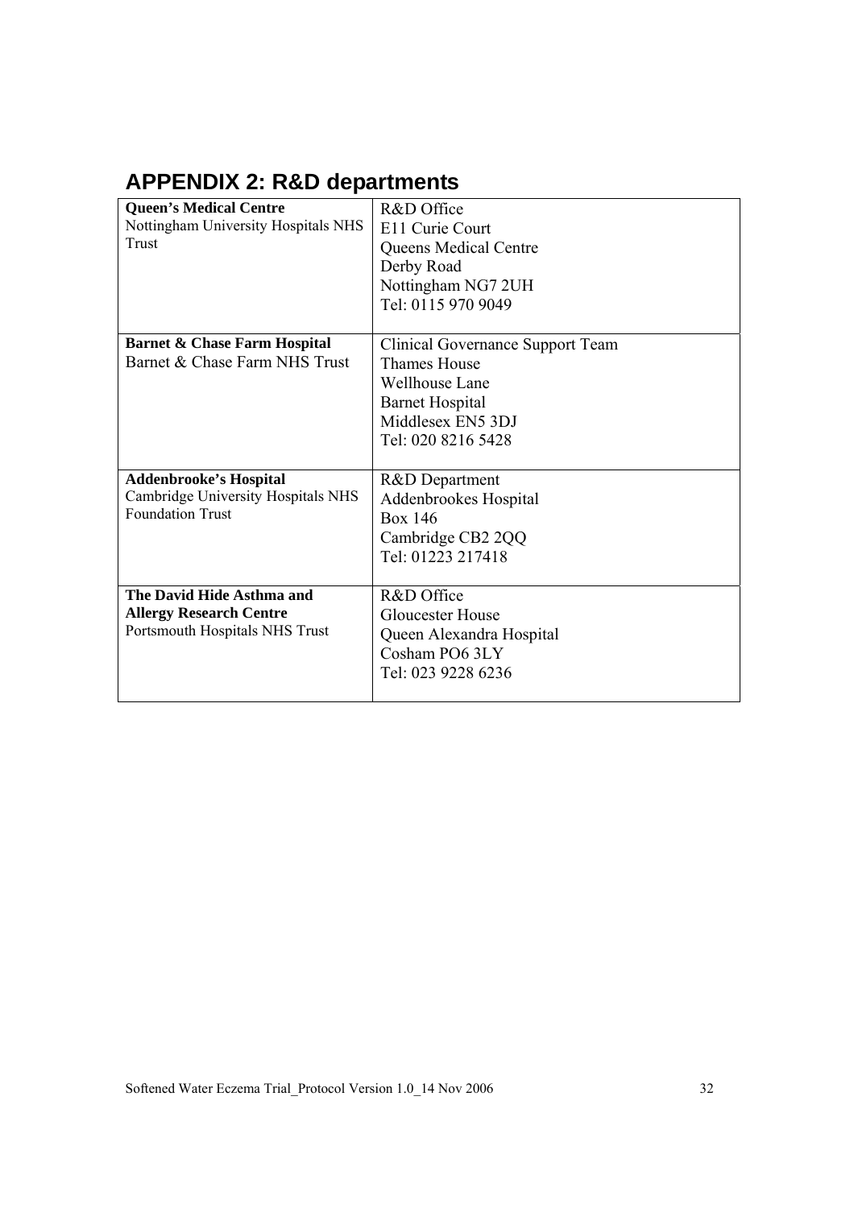## APPENDIX 2: R&D departments

| | |
|---|---|
| **Queen's Medical Centre**<br>Nottingham University Hospitals NHS Trust | R&D Office<br>E11 Curie Court<br>Queens Medical Centre<br>Derby Road<br>Nottingham NG7 2UH<br>Tel: 0115 970 9049 |
| **Barnet & Chase Farm Hospital**<br>Barnet & Chase Farm NHS Trust | Clinical Governance Support Team<br>Thames House<br>Wellhouse Lane<br>Barnet Hospital<br>Middlesex EN5 3DJ<br>Tel: 020 8216 5428 |
| **Addenbrooke's Hospital**<br>Cambridge University Hospitals NHS Foundation Trust | R&D Department<br>Addenbrookes Hospital<br>Box 146<br>Cambridge CB2 2QQ<br>Tel: 01223 217418 |
| **The David Hide Asthma and Allergy Research Centre**<br>Portsmouth Hospitals NHS Trust | R&D Office<br>Gloucester House<br>Queen Alexandra Hospital<br>Cosham PO6 3LY<br>Tel: 023 9228 6236 |